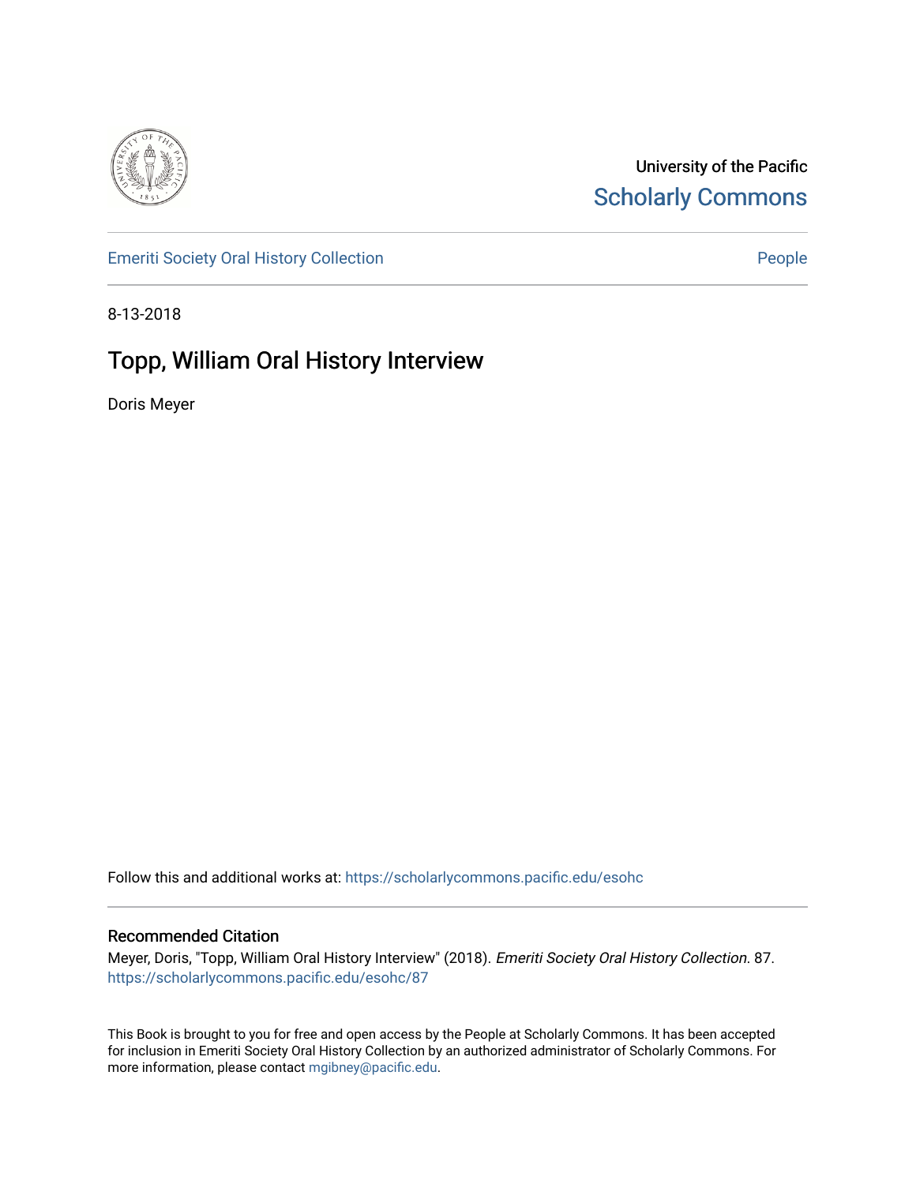University of the Pacific
Scholarly Commons

Emeriti Society Oral History Collection

People

8-13-2018

# Topp, William Oral History Interview

Doris Meyer

Follow this and additional works at: https://scholarlycommons.pacific.edu/esohc

## Recommended Citation

Meyer, Doris, "Topp, William Oral History Interview" (2018). *Emeriti Society Oral History Collection*. 87. https://scholarlycommons.pacific.edu/esohc/87

This Book is brought to you for free and open access by the People at Scholarly Commons. It has been accepted for inclusion in Emeriti Society Oral History Collection by an authorized administrator of Scholarly Commons. For more information, please contact mgibney@pacific.edu.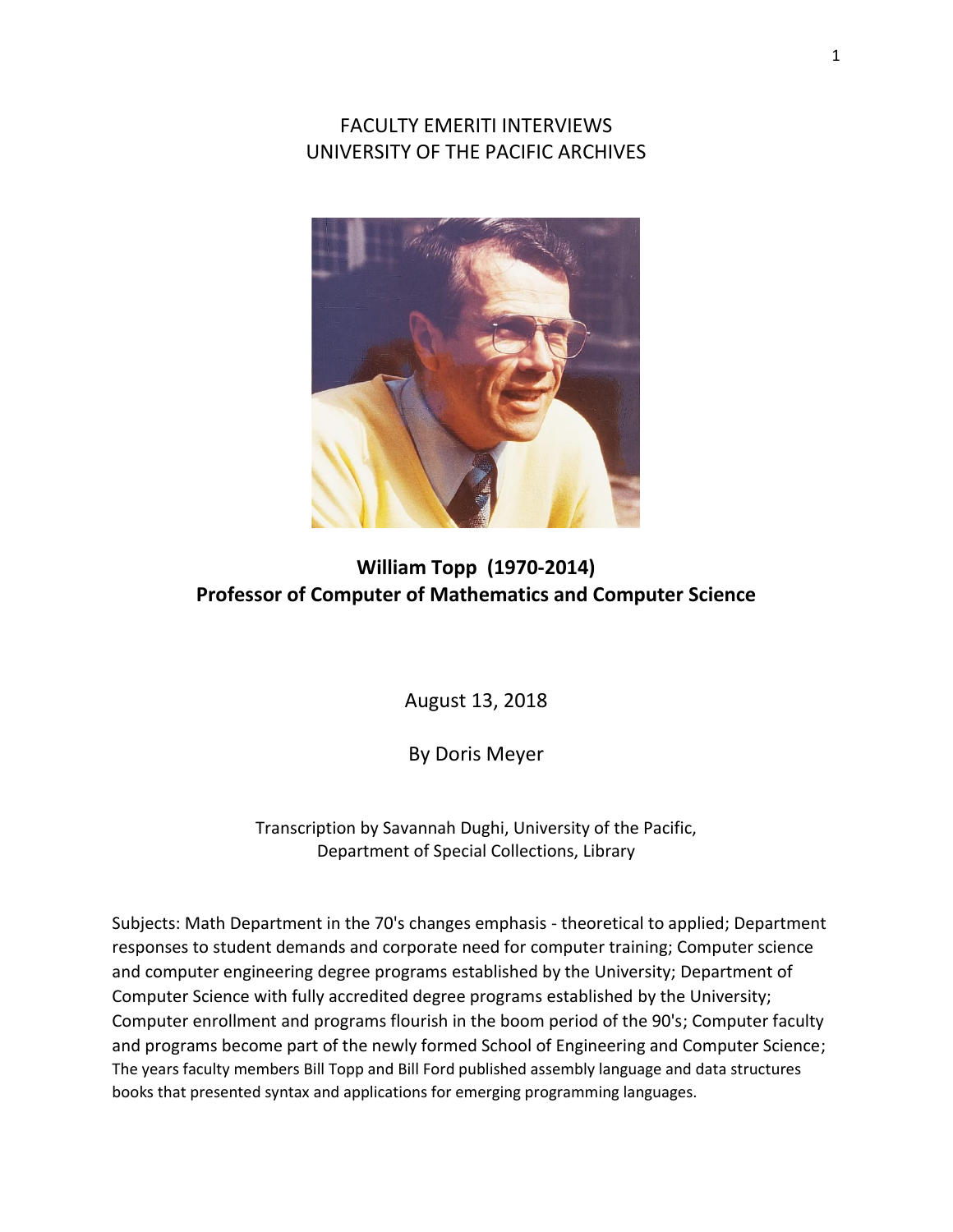FACULTY EMERITI INTERVIEWS
UNIVERSITY OF THE PACIFIC ARCHIVES

**William Topp (1970-2014)**
**Professor of Computer of Mathematics and Computer Science**

August 13, 2018

By Doris Meyer

Transcription by Savannah Dughi, University of the Pacific, Department of Special Collections, Library

Subjects: Math Department in the 70's changes emphasis - theoretical to applied; Department responses to student demands and corporate need for computer training; Computer science and computer engineering degree programs established by the University; Department of Computer Science with fully accredited degree programs established by the University; Computer enrollment and programs flourish in the boom period of the 90's; Computer faculty and programs become part of the newly formed School of Engineering and Computer Science; The years faculty members Bill Topp and Bill Ford published assembly language and data structures books that presented syntax and applications for emerging programming languages.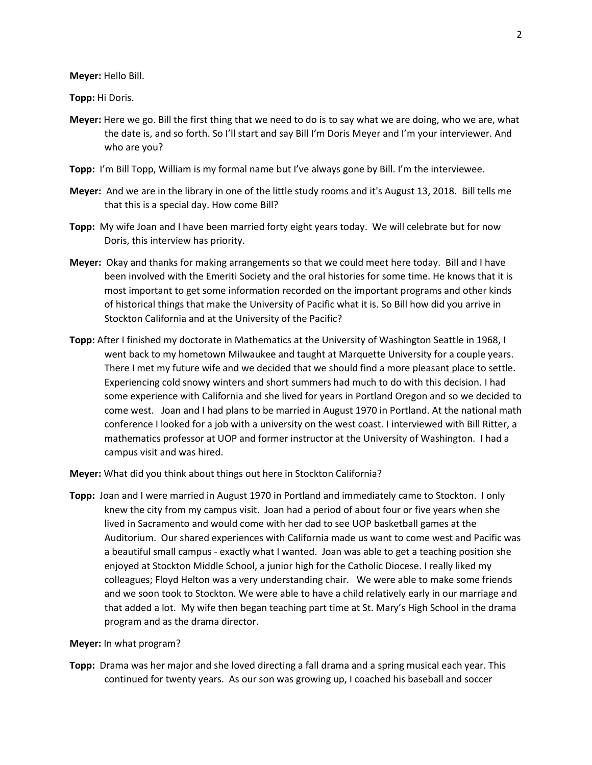**Meyer:** Hello Bill.

**Topp:** Hi Doris.

**Meyer:** Here we go. Bill the first thing that we need to do is to say what we are doing, who we are, what the date is, and so forth. So I'll start and say Bill I'm Doris Meyer and I'm your interviewer. And who are you?

**Topp:** I'm Bill Topp, William is my formal name but I've always gone by Bill. I'm the interviewee.

**Meyer:** And we are in the library in one of the little study rooms and it's August 13, 2018. Bill tells me that this is a special day. How come Bill?

**Topp:** My wife Joan and I have been married forty eight years today. We will celebrate but for now Doris, this interview has priority.

**Meyer:** Okay and thanks for making arrangements so that we could meet here today. Bill and I have been involved with the Emeriti Society and the oral histories for some time. He knows that it is most important to get some information recorded on the important programs and other kinds of historical things that make the University of Pacific what it is. So Bill how did you arrive in Stockton California and at the University of the Pacific?

**Topp:** After I finished my doctorate in Mathematics at the University of Washington Seattle in 1968, I went back to my hometown Milwaukee and taught at Marquette University for a couple years. There I met my future wife and we decided that we should find a more pleasant place to settle. Experiencing cold snowy winters and short summers had much to do with this decision. I had some experience with California and she lived for years in Portland Oregon and so we decided to come west. Joan and I had plans to be married in August 1970 in Portland. At the national math conference I looked for a job with a university on the west coast. I interviewed with Bill Ritter, a mathematics professor at UOP and former instructor at the University of Washington. I had a campus visit and was hired.

**Meyer:** What did you think about things out here in Stockton California?

**Topp:** Joan and I were married in August 1970 in Portland and immediately came to Stockton. I only knew the city from my campus visit. Joan had a period of about four or five years when she lived in Sacramento and would come with her dad to see UOP basketball games at the Auditorium. Our shared experiences with California made us want to come west and Pacific was a beautiful small campus - exactly what I wanted. Joan was able to get a teaching position she enjoyed at Stockton Middle School, a junior high for the Catholic Diocese. I really liked my colleagues; Floyd Helton was a very understanding chair. We were able to make some friends and we soon took to Stockton. We were able to have a child relatively early in our marriage and that added a lot. My wife then began teaching part time at St. Mary's High School in the drama program and as the drama director.

**Meyer:** In what program?

**Topp:** Drama was her major and she loved directing a fall drama and a spring musical each year. This continued for twenty years. As our son was growing up, I coached his baseball and soccer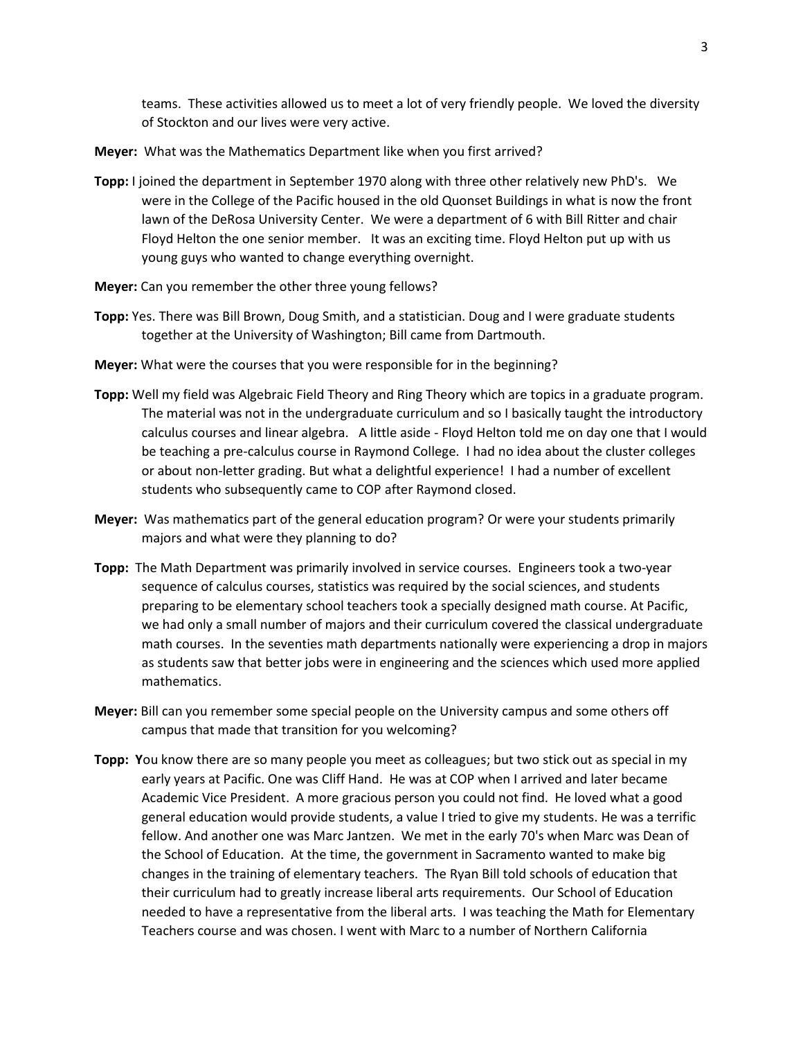teams. These activities allowed us to meet a lot of very friendly people. We loved the diversity of Stockton and our lives were very active.

**Meyer:** What was the Mathematics Department like when you first arrived?

**Topp:** I joined the department in September 1970 along with three other relatively new PhD's. We were in the College of the Pacific housed in the old Quonset Buildings in what is now the front lawn of the DeRosa University Center. We were a department of 6 with Bill Ritter and chair Floyd Helton the one senior member. It was an exciting time. Floyd Helton put up with us young guys who wanted to change everything overnight.

**Meyer:** Can you remember the other three young fellows?

**Topp:** Yes. There was Bill Brown, Doug Smith, and a statistician. Doug and I were graduate students together at the University of Washington; Bill came from Dartmouth.

**Meyer:** What were the courses that you were responsible for in the beginning?

**Topp:** Well my field was Algebraic Field Theory and Ring Theory which are topics in a graduate program. The material was not in the undergraduate curriculum and so I basically taught the introductory calculus courses and linear algebra. A little aside - Floyd Helton told me on day one that I would be teaching a pre-calculus course in Raymond College. I had no idea about the cluster colleges or about non-letter grading. But what a delightful experience! I had a number of excellent students who subsequently came to COP after Raymond closed.

**Meyer:** Was mathematics part of the general education program? Or were your students primarily majors and what were they planning to do?

**Topp:** The Math Department was primarily involved in service courses. Engineers took a two-year sequence of calculus courses, statistics was required by the social sciences, and students preparing to be elementary school teachers took a specially designed math course. At Pacific, we had only a small number of majors and their curriculum covered the classical undergraduate math courses. In the seventies math departments nationally were experiencing a drop in majors as students saw that better jobs were in engineering and the sciences which used more applied mathematics.

**Meyer:** Bill can you remember some special people on the University campus and some others off campus that made that transition for you welcoming?

**Topp:** You know there are so many people you meet as colleagues; but two stick out as special in my early years at Pacific. One was Cliff Hand. He was at COP when I arrived and later became Academic Vice President. A more gracious person you could not find. He loved what a good general education would provide students, a value I tried to give my students. He was a terrific fellow. And another one was Marc Jantzen. We met in the early 70's when Marc was Dean of the School of Education. At the time, the government in Sacramento wanted to make big changes in the training of elementary teachers. The Ryan Bill told schools of education that their curriculum had to greatly increase liberal arts requirements. Our School of Education needed to have a representative from the liberal arts. I was teaching the Math for Elementary Teachers course and was chosen. I went with Marc to a number of Northern California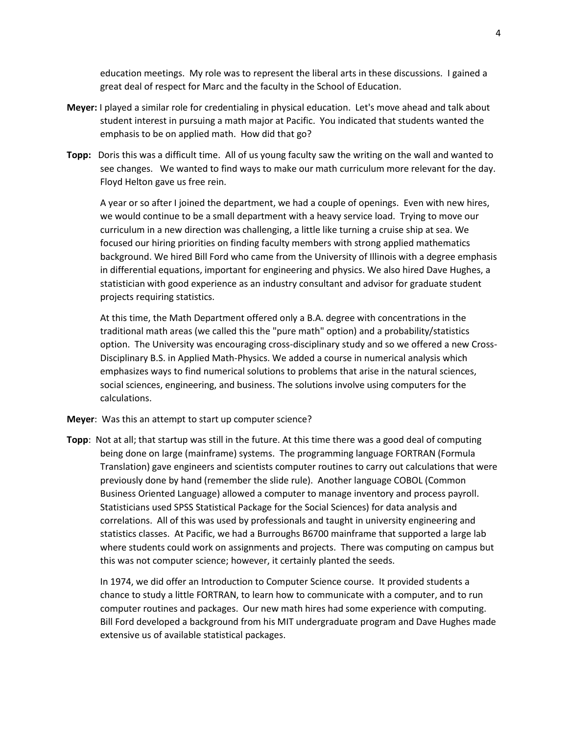education meetings. My role was to represent the liberal arts in these discussions. I gained a great deal of respect for Marc and the faculty in the School of Education.

**Meyer:** I played a similar role for credentialing in physical education. Let's move ahead and talk about student interest in pursuing a math major at Pacific. You indicated that students wanted the emphasis to be on applied math. How did that go?

**Topp:** Doris this was a difficult time. All of us young faculty saw the writing on the wall and wanted to see changes. We wanted to find ways to make our math curriculum more relevant for the day. Floyd Helton gave us free rein.

A year or so after I joined the department, we had a couple of openings. Even with new hires, we would continue to be a small department with a heavy service load. Trying to move our curriculum in a new direction was challenging, a little like turning a cruise ship at sea. We focused our hiring priorities on finding faculty members with strong applied mathematics background. We hired Bill Ford who came from the University of Illinois with a degree emphasis in differential equations, important for engineering and physics. We also hired Dave Hughes, a statistician with good experience as an industry consultant and advisor for graduate student projects requiring statistics.

At this time, the Math Department offered only a B.A. degree with concentrations in the traditional math areas (we called this the "pure math" option) and a probability/statistics option. The University was encouraging cross-disciplinary study and so we offered a new Cross-Disciplinary B.S. in Applied Math-Physics. We added a course in numerical analysis which emphasizes ways to find numerical solutions to problems that arise in the natural sciences, social sciences, engineering, and business. The solutions involve using computers for the calculations.

**Meyer**: Was this an attempt to start up computer science?

**Topp**: Not at all; that startup was still in the future. At this time there was a good deal of computing being done on large (mainframe) systems. The programming language FORTRAN (Formula Translation) gave engineers and scientists computer routines to carry out calculations that were previously done by hand (remember the slide rule). Another language COBOL (Common Business Oriented Language) allowed a computer to manage inventory and process payroll. Statisticians used SPSS Statistical Package for the Social Sciences) for data analysis and correlations. All of this was used by professionals and taught in university engineering and statistics classes. At Pacific, we had a Burroughs B6700 mainframe that supported a large lab where students could work on assignments and projects. There was computing on campus but this was not computer science; however, it certainly planted the seeds.

In 1974, we did offer an Introduction to Computer Science course. It provided students a chance to study a little FORTRAN, to learn how to communicate with a computer, and to run computer routines and packages. Our new math hires had some experience with computing. Bill Ford developed a background from his MIT undergraduate program and Dave Hughes made extensive us of available statistical packages.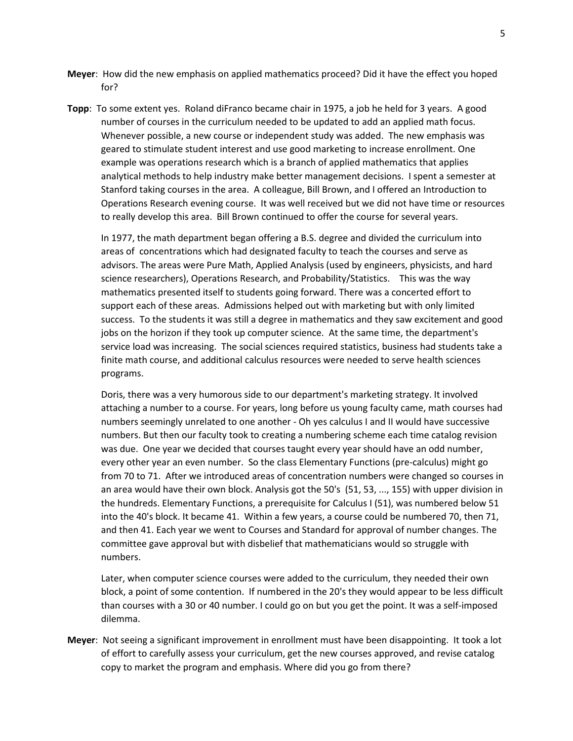**Meyer**: How did the new emphasis on applied mathematics proceed? Did it have the effect you hoped for?

**Topp**: To some extent yes. Roland diFranco became chair in 1975, a job he held for 3 years. A good number of courses in the curriculum needed to be updated to add an applied math focus. Whenever possible, a new course or independent study was added. The new emphasis was geared to stimulate student interest and use good marketing to increase enrollment. One example was operations research which is a branch of applied mathematics that applies analytical methods to help industry make better management decisions. I spent a semester at Stanford taking courses in the area. A colleague, Bill Brown, and I offered an Introduction to Operations Research evening course. It was well received but we did not have time or resources to really develop this area. Bill Brown continued to offer the course for several years.

In 1977, the math department began offering a B.S. degree and divided the curriculum into areas of concentrations which had designated faculty to teach the courses and serve as advisors. The areas were Pure Math, Applied Analysis (used by engineers, physicists, and hard science researchers), Operations Research, and Probability/Statistics. This was the way mathematics presented itself to students going forward. There was a concerted effort to support each of these areas. Admissions helped out with marketing but with only limited success. To the students it was still a degree in mathematics and they saw excitement and good jobs on the horizon if they took up computer science. At the same time, the department's service load was increasing. The social sciences required statistics, business had students take a finite math course, and additional calculus resources were needed to serve health sciences programs.

Doris, there was a very humorous side to our department's marketing strategy. It involved attaching a number to a course. For years, long before us young faculty came, math courses had numbers seemingly unrelated to one another - Oh yes calculus I and II would have successive numbers. But then our faculty took to creating a numbering scheme each time catalog revision was due. One year we decided that courses taught every year should have an odd number, every other year an even number. So the class Elementary Functions (pre-calculus) might go from 70 to 71. After we introduced areas of concentration numbers were changed so courses in an area would have their own block. Analysis got the 50's (51, 53, ..., 155) with upper division in the hundreds. Elementary Functions, a prerequisite for Calculus I (51), was numbered below 51 into the 40's block. It became 41. Within a few years, a course could be numbered 70, then 71, and then 41. Each year we went to Courses and Standard for approval of number changes. The committee gave approval but with disbelief that mathematicians would so struggle with numbers.

Later, when computer science courses were added to the curriculum, they needed their own block, a point of some contention. If numbered in the 20's they would appear to be less difficult than courses with a 30 or 40 number. I could go on but you get the point. It was a self-imposed dilemma.

**Meyer**: Not seeing a significant improvement in enrollment must have been disappointing. It took a lot of effort to carefully assess your curriculum, get the new courses approved, and revise catalog copy to market the program and emphasis. Where did you go from there?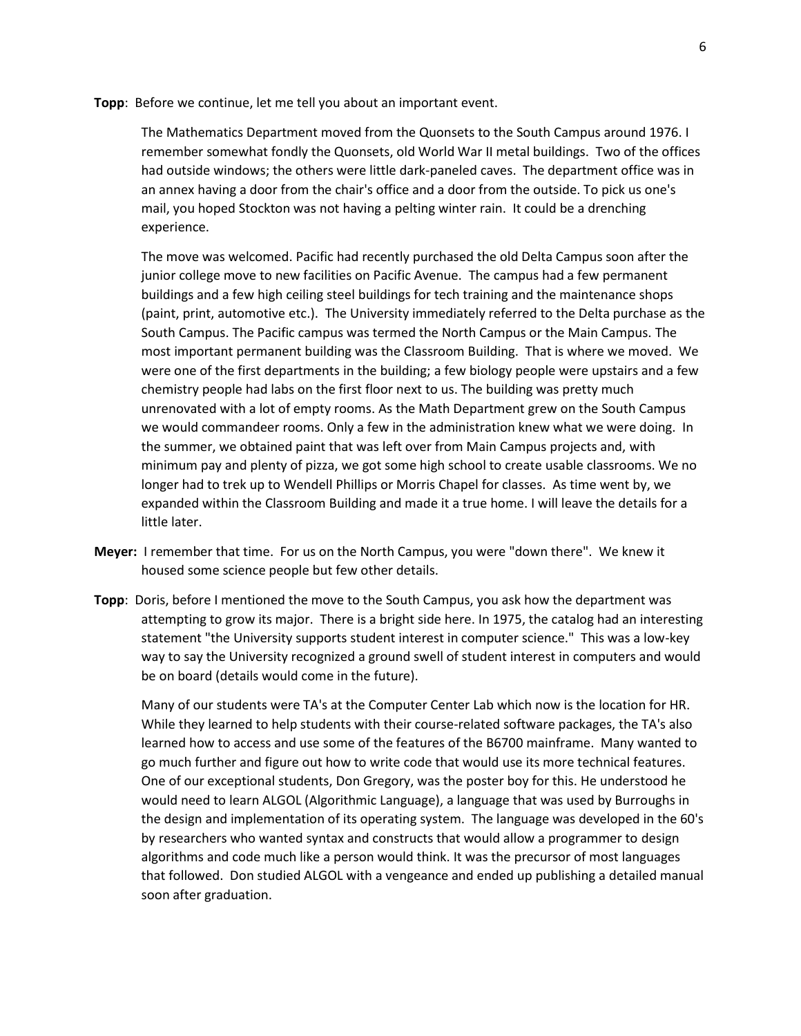**Topp**: Before we continue, let me tell you about an important event.

The Mathematics Department moved from the Quonsets to the South Campus around 1976. I remember somewhat fondly the Quonsets, old World War II metal buildings. Two of the offices had outside windows; the others were little dark-paneled caves. The department office was in an annex having a door from the chair's office and a door from the outside. To pick us one's mail, you hoped Stockton was not having a pelting winter rain. It could be a drenching experience.

The move was welcomed. Pacific had recently purchased the old Delta Campus soon after the junior college move to new facilities on Pacific Avenue. The campus had a few permanent buildings and a few high ceiling steel buildings for tech training and the maintenance shops (paint, print, automotive etc.). The University immediately referred to the Delta purchase as the South Campus. The Pacific campus was termed the North Campus or the Main Campus. The most important permanent building was the Classroom Building. That is where we moved. We were one of the first departments in the building; a few biology people were upstairs and a few chemistry people had labs on the first floor next to us. The building was pretty much unrenovated with a lot of empty rooms. As the Math Department grew on the South Campus we would commandeer rooms. Only a few in the administration knew what we were doing. In the summer, we obtained paint that was left over from Main Campus projects and, with minimum pay and plenty of pizza, we got some high school to create usable classrooms. We no longer had to trek up to Wendell Phillips or Morris Chapel for classes. As time went by, we expanded within the Classroom Building and made it a true home. I will leave the details for a little later.

**Meyer:** I remember that time. For us on the North Campus, you were "down there". We knew it housed some science people but few other details.

**Topp**: Doris, before I mentioned the move to the South Campus, you ask how the department was attempting to grow its major. There is a bright side here. In 1975, the catalog had an interesting statement "the University supports student interest in computer science." This was a low-key way to say the University recognized a ground swell of student interest in computers and would be on board (details would come in the future).

Many of our students were TA's at the Computer Center Lab which now is the location for HR. While they learned to help students with their course-related software packages, the TA's also learned how to access and use some of the features of the B6700 mainframe. Many wanted to go much further and figure out how to write code that would use its more technical features. One of our exceptional students, Don Gregory, was the poster boy for this. He understood he would need to learn ALGOL (Algorithmic Language), a language that was used by Burroughs in the design and implementation of its operating system. The language was developed in the 60's by researchers who wanted syntax and constructs that would allow a programmer to design algorithms and code much like a person would think. It was the precursor of most languages that followed. Don studied ALGOL with a vengeance and ended up publishing a detailed manual soon after graduation.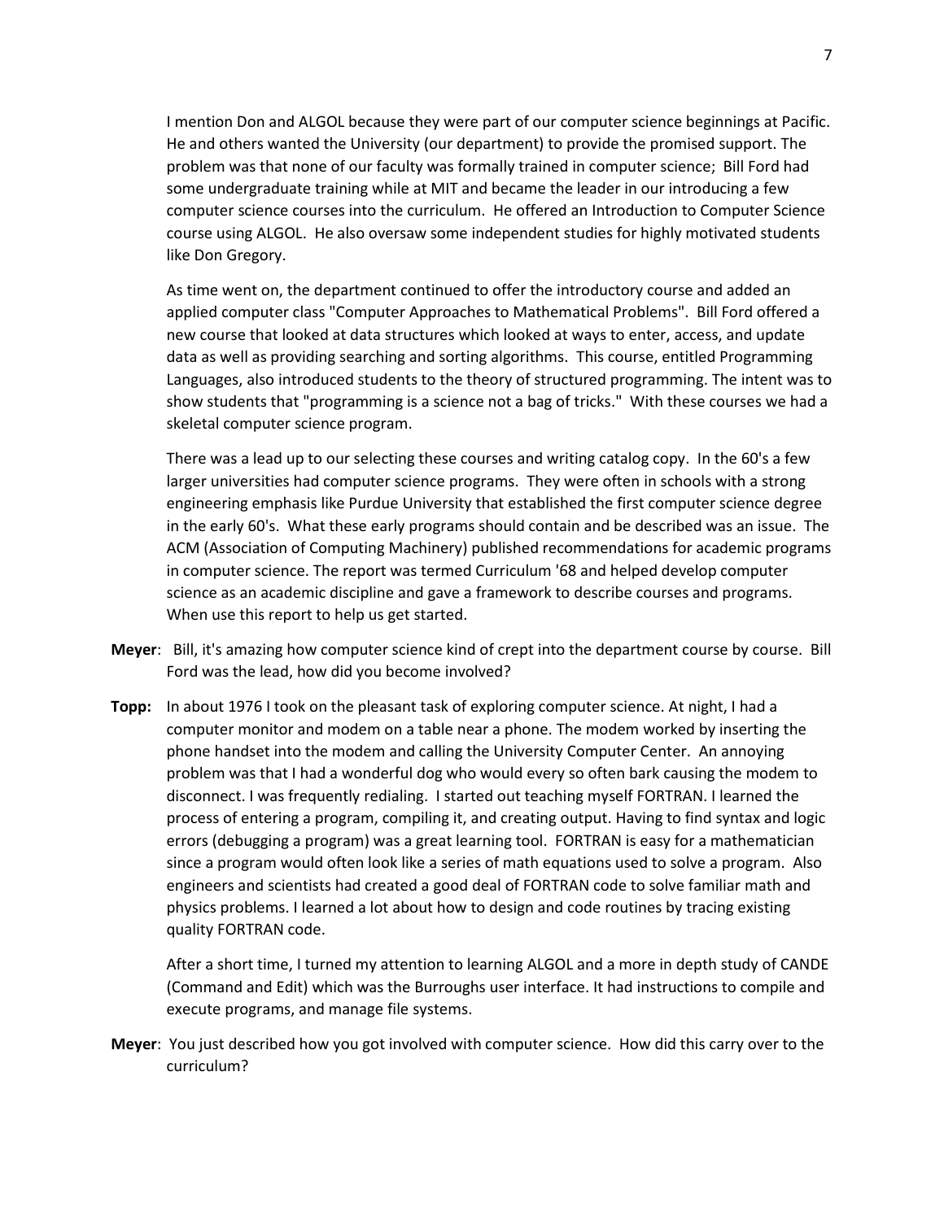I mention Don and ALGOL because they were part of our computer science beginnings at Pacific. He and others wanted the University (our department) to provide the promised support. The problem was that none of our faculty was formally trained in computer science;  Bill Ford had some undergraduate training while at MIT and became the leader in our introducing a few computer science courses into the curriculum.  He offered an Introduction to Computer Science course using ALGOL.  He also oversaw some independent studies for highly motivated students like Don Gregory.

As time went on, the department continued to offer the introductory course and added an applied computer class "Computer Approaches to Mathematical Problems".  Bill Ford offered a new course that looked at data structures which looked at ways to enter, access, and update data as well as providing searching and sorting algorithms.  This course, entitled Programming Languages, also introduced students to the theory of structured programming. The intent was to show students that "programming is a science not a bag of tricks."  With these courses we had a skeletal computer science program.

There was a lead up to our selecting these courses and writing catalog copy.  In the 60's a few larger universities had computer science programs.  They were often in schools with a strong engineering emphasis like Purdue University that established the first computer science degree in the early 60's.  What these early programs should contain and be described was an issue.  The ACM (Association of Computing Machinery) published recommendations for academic programs in computer science. The report was termed Curriculum '68 and helped develop computer science as an academic discipline and gave a framework to describe courses and programs. When use this report to help us get started.

**Meyer**:  Bill, it's amazing how computer science kind of crept into the department course by course.  Bill Ford was the lead, how did you become involved?

**Topp:**  In about 1976 I took on the pleasant task of exploring computer science. At night, I had a computer monitor and modem on a table near a phone. The modem worked by inserting the phone handset into the modem and calling the University Computer Center.  An annoying problem was that I had a wonderful dog who would every so often bark causing the modem to disconnect. I was frequently redialing.  I started out teaching myself FORTRAN. I learned the process of entering a program, compiling it, and creating output. Having to find syntax and logic errors (debugging a program) was a great learning tool.  FORTRAN is easy for a mathematician since a program would often look like a series of math equations used to solve a program.  Also engineers and scientists had created a good deal of FORTRAN code to solve familiar math and physics problems. I learned a lot about how to design and code routines by tracing existing quality FORTRAN code.

After a short time, I turned my attention to learning ALGOL and a more in depth study of CANDE (Command and Edit) which was the Burroughs user interface. It had instructions to compile and execute programs, and manage file systems.

**Meyer**:  You just described how you got involved with computer science.  How did this carry over to the curriculum?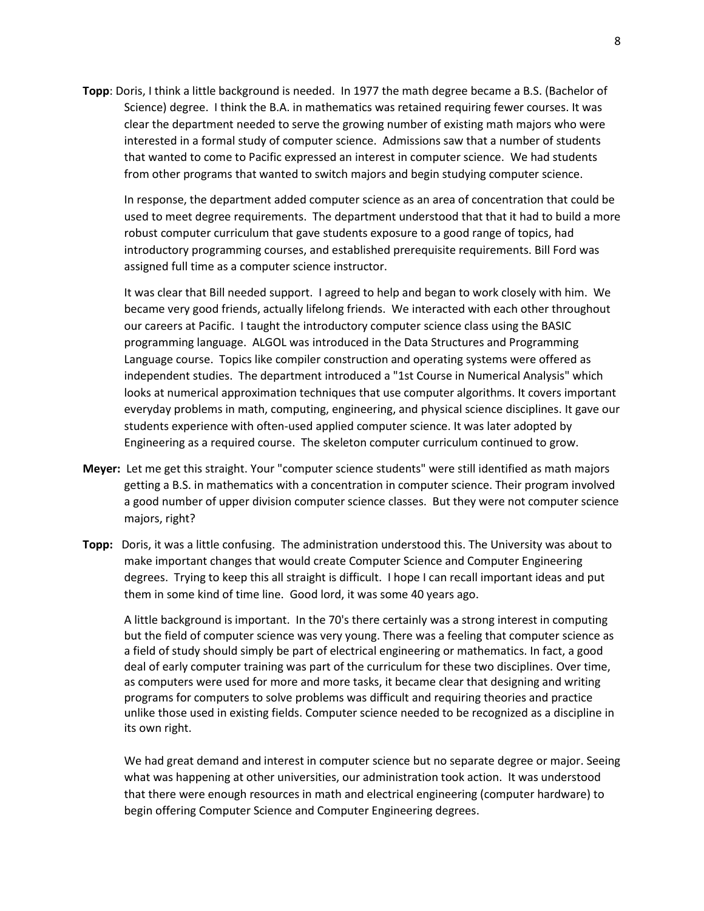**Topp**: Doris, I think a little background is needed. In 1977 the math degree became a B.S. (Bachelor of Science) degree. I think the B.A. in mathematics was retained requiring fewer courses. It was clear the department needed to serve the growing number of existing math majors who were interested in a formal study of computer science. Admissions saw that a number of students that wanted to come to Pacific expressed an interest in computer science. We had students from other programs that wanted to switch majors and begin studying computer science.

In response, the department added computer science as an area of concentration that could be used to meet degree requirements. The department understood that that it had to build a more robust computer curriculum that gave students exposure to a good range of topics, had introductory programming courses, and established prerequisite requirements. Bill Ford was assigned full time as a computer science instructor.

It was clear that Bill needed support. I agreed to help and began to work closely with him. We became very good friends, actually lifelong friends. We interacted with each other throughout our careers at Pacific. I taught the introductory computer science class using the BASIC programming language. ALGOL was introduced in the Data Structures and Programming Language course. Topics like compiler construction and operating systems were offered as independent studies. The department introduced a "1st Course in Numerical Analysis" which looks at numerical approximation techniques that use computer algorithms. It covers important everyday problems in math, computing, engineering, and physical science disciplines. It gave our students experience with often-used applied computer science. It was later adopted by Engineering as a required course. The skeleton computer curriculum continued to grow.

**Meyer:** Let me get this straight. Your "computer science students" were still identified as math majors getting a B.S. in mathematics with a concentration in computer science. Their program involved a good number of upper division computer science classes. But they were not computer science majors, right?

**Topp:** Doris, it was a little confusing. The administration understood this. The University was about to make important changes that would create Computer Science and Computer Engineering degrees. Trying to keep this all straight is difficult. I hope I can recall important ideas and put them in some kind of time line. Good lord, it was some 40 years ago.

A little background is important. In the 70's there certainly was a strong interest in computing but the field of computer science was very young. There was a feeling that computer science as a field of study should simply be part of electrical engineering or mathematics. In fact, a good deal of early computer training was part of the curriculum for these two disciplines. Over time, as computers were used for more and more tasks, it became clear that designing and writing programs for computers to solve problems was difficult and requiring theories and practice unlike those used in existing fields. Computer science needed to be recognized as a discipline in its own right.

We had great demand and interest in computer science but no separate degree or major. Seeing what was happening at other universities, our administration took action. It was understood that there were enough resources in math and electrical engineering (computer hardware) to begin offering Computer Science and Computer Engineering degrees.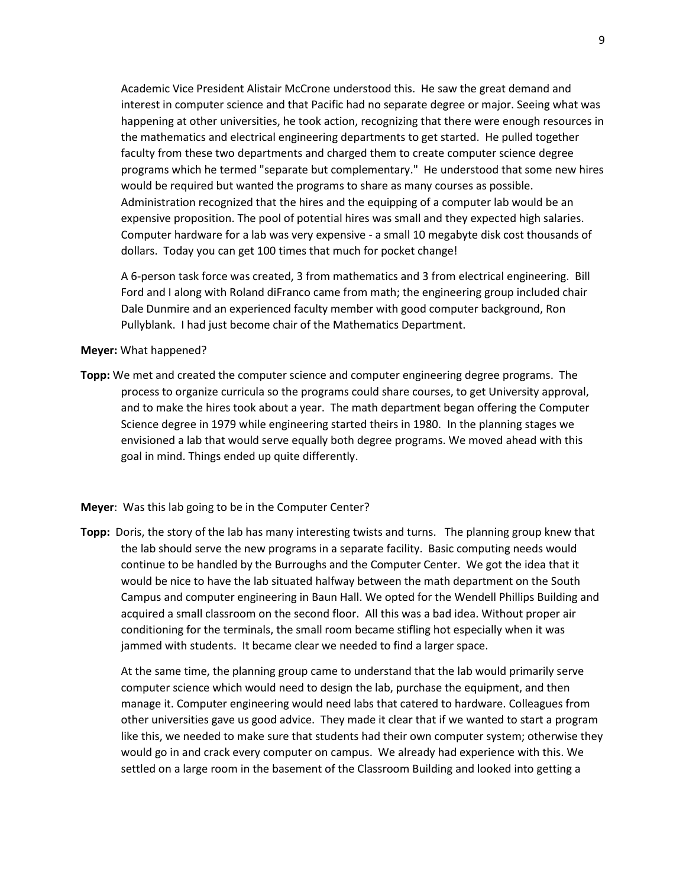Academic Vice President Alistair McCrone understood this. He saw the great demand and interest in computer science and that Pacific had no separate degree or major. Seeing what was happening at other universities, he took action, recognizing that there were enough resources in the mathematics and electrical engineering departments to get started. He pulled together faculty from these two departments and charged them to create computer science degree programs which he termed "separate but complementary." He understood that some new hires would be required but wanted the programs to share as many courses as possible. Administration recognized that the hires and the equipping of a computer lab would be an expensive proposition. The pool of potential hires was small and they expected high salaries. Computer hardware for a lab was very expensive - a small 10 megabyte disk cost thousands of dollars. Today you can get 100 times that much for pocket change!

A 6-person task force was created, 3 from mathematics and 3 from electrical engineering. Bill Ford and I along with Roland diFranco came from math; the engineering group included chair Dale Dunmire and an experienced faculty member with good computer background, Ron Pullyblank. I had just become chair of the Mathematics Department.

**Meyer:** What happened?

**Topp:** We met and created the computer science and computer engineering degree programs. The process to organize curricula so the programs could share courses, to get University approval, and to make the hires took about a year. The math department began offering the Computer Science degree in 1979 while engineering started theirs in 1980. In the planning stages we envisioned a lab that would serve equally both degree programs. We moved ahead with this goal in mind. Things ended up quite differently.

**Meyer**: Was this lab going to be in the Computer Center?

**Topp:** Doris, the story of the lab has many interesting twists and turns. The planning group knew that the lab should serve the new programs in a separate facility. Basic computing needs would continue to be handled by the Burroughs and the Computer Center. We got the idea that it would be nice to have the lab situated halfway between the math department on the South Campus and computer engineering in Baun Hall. We opted for the Wendell Phillips Building and acquired a small classroom on the second floor. All this was a bad idea. Without proper air conditioning for the terminals, the small room became stifling hot especially when it was jammed with students. It became clear we needed to find a larger space.

At the same time, the planning group came to understand that the lab would primarily serve computer science which would need to design the lab, purchase the equipment, and then manage it. Computer engineering would need labs that catered to hardware. Colleagues from other universities gave us good advice. They made it clear that if we wanted to start a program like this, we needed to make sure that students had their own computer system; otherwise they would go in and crack every computer on campus. We already had experience with this. We settled on a large room in the basement of the Classroom Building and looked into getting a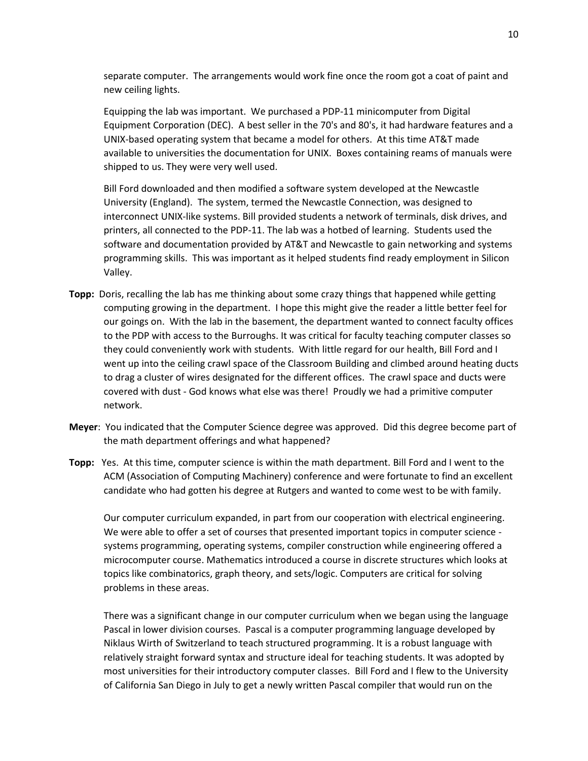separate computer. The arrangements would work fine once the room got a coat of paint and new ceiling lights.

Equipping the lab was important. We purchased a PDP-11 minicomputer from Digital Equipment Corporation (DEC). A best seller in the 70's and 80's, it had hardware features and a UNIX-based operating system that became a model for others. At this time AT&T made available to universities the documentation for UNIX. Boxes containing reams of manuals were shipped to us. They were very well used.

Bill Ford downloaded and then modified a software system developed at the Newcastle University (England). The system, termed the Newcastle Connection, was designed to interconnect UNIX-like systems. Bill provided students a network of terminals, disk drives, and printers, all connected to the PDP-11. The lab was a hotbed of learning. Students used the software and documentation provided by AT&T and Newcastle to gain networking and systems programming skills. This was important as it helped students find ready employment in Silicon Valley.

**Topp:** Doris, recalling the lab has me thinking about some crazy things that happened while getting computing growing in the department. I hope this might give the reader a little better feel for our goings on. With the lab in the basement, the department wanted to connect faculty offices to the PDP with access to the Burroughs. It was critical for faculty teaching computer classes so they could conveniently work with students. With little regard for our health, Bill Ford and I went up into the ceiling crawl space of the Classroom Building and climbed around heating ducts to drag a cluster of wires designated for the different offices. The crawl space and ducts were covered with dust - God knows what else was there! Proudly we had a primitive computer network.

**Meyer**: You indicated that the Computer Science degree was approved. Did this degree become part of the math department offerings and what happened?

**Topp:** Yes. At this time, computer science is within the math department. Bill Ford and I went to the ACM (Association of Computing Machinery) conference and were fortunate to find an excellent candidate who had gotten his degree at Rutgers and wanted to come west to be with family.

Our computer curriculum expanded, in part from our cooperation with electrical engineering. We were able to offer a set of courses that presented important topics in computer science - systems programming, operating systems, compiler construction while engineering offered a microcomputer course. Mathematics introduced a course in discrete structures which looks at topics like combinatorics, graph theory, and sets/logic. Computers are critical for solving problems in these areas.

There was a significant change in our computer curriculum when we began using the language Pascal in lower division courses. Pascal is a computer programming language developed by Niklaus Wirth of Switzerland to teach structured programming. It is a robust language with relatively straight forward syntax and structure ideal for teaching students. It was adopted by most universities for their introductory computer classes. Bill Ford and I flew to the University of California San Diego in July to get a newly written Pascal compiler that would run on the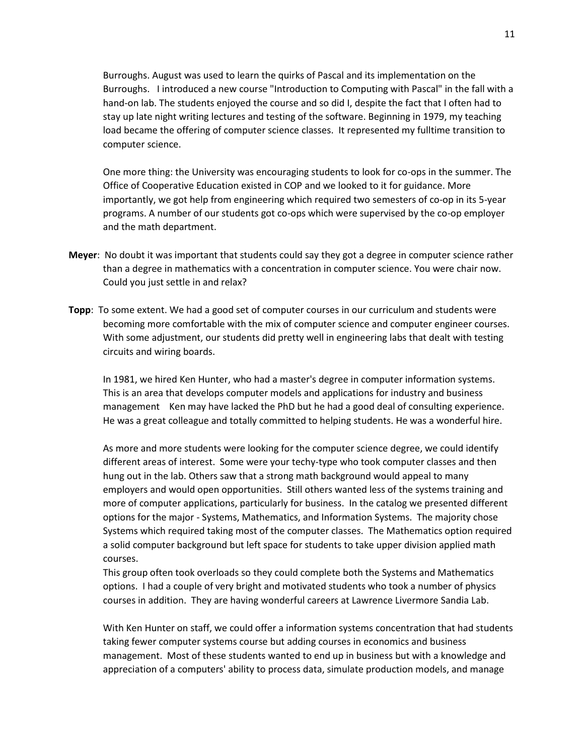Burroughs. August was used to learn the quirks of Pascal and its implementation on the Burroughs. I introduced a new course "Introduction to Computing with Pascal" in the fall with a hand-on lab. The students enjoyed the course and so did I, despite the fact that I often had to stay up late night writing lectures and testing of the software. Beginning in 1979, my teaching load became the offering of computer science classes. It represented my fulltime transition to computer science.

One more thing: the University was encouraging students to look for co-ops in the summer. The Office of Cooperative Education existed in COP and we looked to it for guidance. More importantly, we got help from engineering which required two semesters of co-op in its 5-year programs. A number of our students got co-ops which were supervised by the co-op employer and the math department.

**Meyer**: No doubt it was important that students could say they got a degree in computer science rather than a degree in mathematics with a concentration in computer science. You were chair now. Could you just settle in and relax?

**Topp**: To some extent. We had a good set of computer courses in our curriculum and students were becoming more comfortable with the mix of computer science and computer engineer courses. With some adjustment, our students did pretty well in engineering labs that dealt with testing circuits and wiring boards.

In 1981, we hired Ken Hunter, who had a master's degree in computer information systems. This is an area that develops computer models and applications for industry and business management Ken may have lacked the PhD but he had a good deal of consulting experience. He was a great colleague and totally committed to helping students. He was a wonderful hire.

As more and more students were looking for the computer science degree, we could identify different areas of interest. Some were your techy-type who took computer classes and then hung out in the lab. Others saw that a strong math background would appeal to many employers and would open opportunities. Still others wanted less of the systems training and more of computer applications, particularly for business. In the catalog we presented different options for the major - Systems, Mathematics, and Information Systems. The majority chose Systems which required taking most of the computer classes. The Mathematics option required a solid computer background but left space for students to take upper division applied math courses.
This group often took overloads so they could complete both the Systems and Mathematics options. I had a couple of very bright and motivated students who took a number of physics courses in addition. They are having wonderful careers at Lawrence Livermore Sandia Lab.

With Ken Hunter on staff, we could offer a information systems concentration that had students taking fewer computer systems course but adding courses in economics and business management. Most of these students wanted to end up in business but with a knowledge and appreciation of a computers' ability to process data, simulate production models, and manage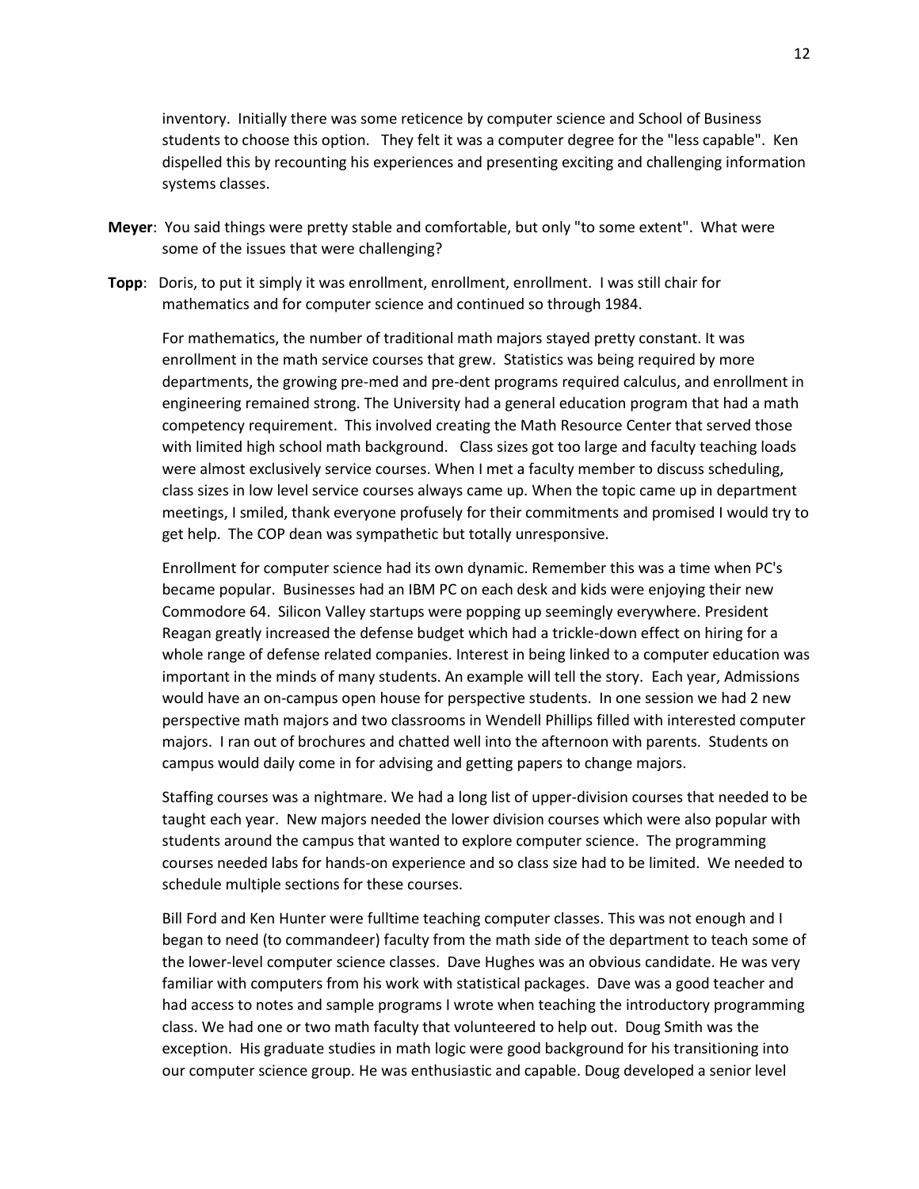inventory. Initially there was some reticence by computer science and School of Business students to choose this option. They felt it was a computer degree for the "less capable". Ken dispelled this by recounting his experiences and presenting exciting and challenging information systems classes.

**Meyer**: You said things were pretty stable and comfortable, but only "to some extent". What were some of the issues that were challenging?

**Topp**: Doris, to put it simply it was enrollment, enrollment, enrollment. I was still chair for mathematics and for computer science and continued so through 1984.

For mathematics, the number of traditional math majors stayed pretty constant. It was enrollment in the math service courses that grew. Statistics was being required by more departments, the growing pre-med and pre-dent programs required calculus, and enrollment in engineering remained strong. The University had a general education program that had a math competency requirement. This involved creating the Math Resource Center that served those with limited high school math background. Class sizes got too large and faculty teaching loads were almost exclusively service courses. When I met a faculty member to discuss scheduling, class sizes in low level service courses always came up. When the topic came up in department meetings, I smiled, thank everyone profusely for their commitments and promised I would try to get help. The COP dean was sympathetic but totally unresponsive.

Enrollment for computer science had its own dynamic. Remember this was a time when PC's became popular. Businesses had an IBM PC on each desk and kids were enjoying their new Commodore 64. Silicon Valley startups were popping up seemingly everywhere. President Reagan greatly increased the defense budget which had a trickle-down effect on hiring for a whole range of defense related companies. Interest in being linked to a computer education was important in the minds of many students. An example will tell the story. Each year, Admissions would have an on-campus open house for perspective students. In one session we had 2 new perspective math majors and two classrooms in Wendell Phillips filled with interested computer majors. I ran out of brochures and chatted well into the afternoon with parents. Students on campus would daily come in for advising and getting papers to change majors.

Staffing courses was a nightmare. We had a long list of upper-division courses that needed to be taught each year. New majors needed the lower division courses which were also popular with students around the campus that wanted to explore computer science. The programming courses needed labs for hands-on experience and so class size had to be limited. We needed to schedule multiple sections for these courses.

Bill Ford and Ken Hunter were fulltime teaching computer classes. This was not enough and I began to need (to commandeer) faculty from the math side of the department to teach some of the lower-level computer science classes. Dave Hughes was an obvious candidate. He was very familiar with computers from his work with statistical packages. Dave was a good teacher and had access to notes and sample programs I wrote when teaching the introductory programming class. We had one or two math faculty that volunteered to help out. Doug Smith was the exception. His graduate studies in math logic were good background for his transitioning into our computer science group. He was enthusiastic and capable. Doug developed a senior level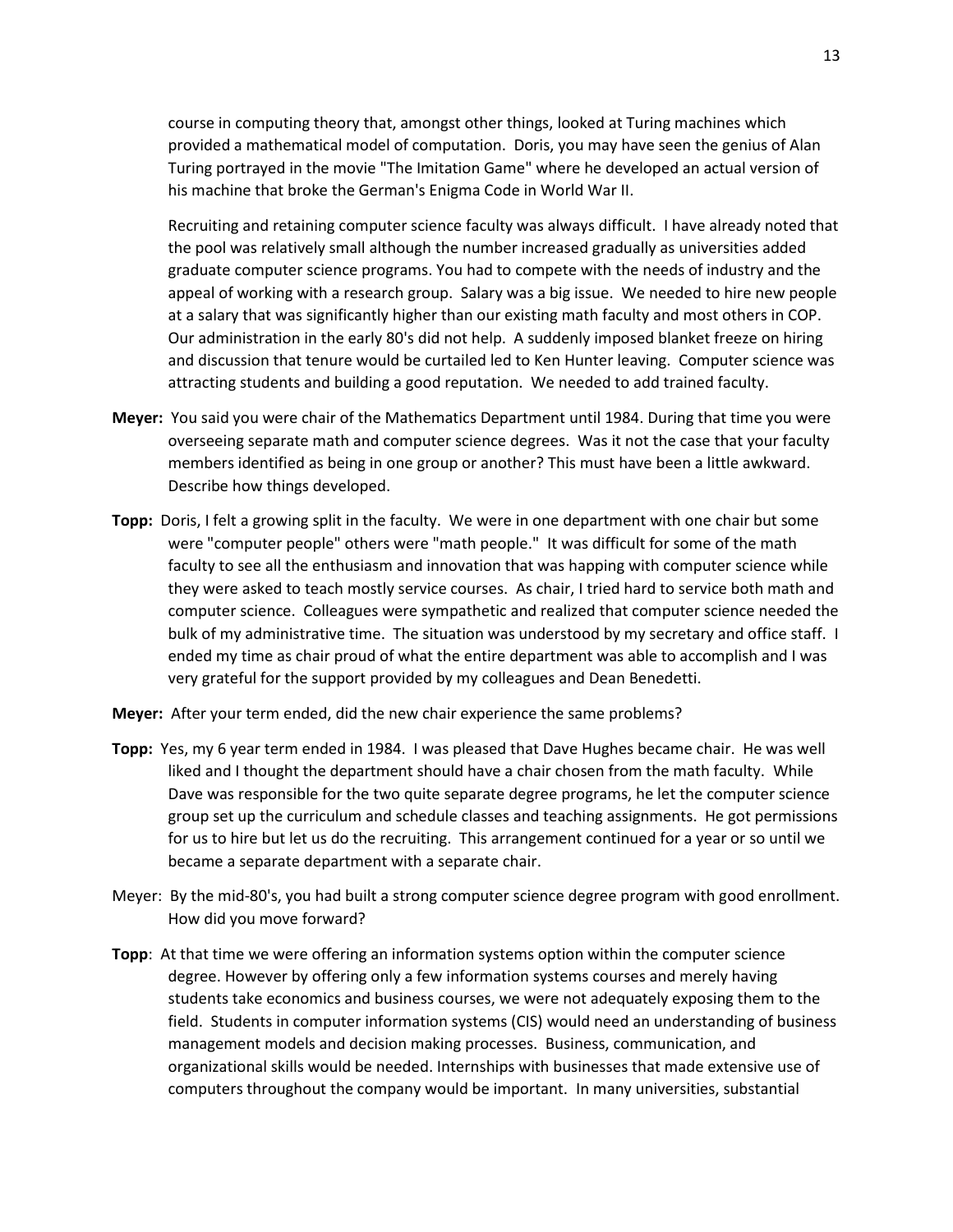course in computing theory that, amongst other things, looked at Turing machines which provided a mathematical model of computation. Doris, you may have seen the genius of Alan Turing portrayed in the movie "The Imitation Game" where he developed an actual version of his machine that broke the German's Enigma Code in World War II.

Recruiting and retaining computer science faculty was always difficult. I have already noted that the pool was relatively small although the number increased gradually as universities added graduate computer science programs. You had to compete with the needs of industry and the appeal of working with a research group. Salary was a big issue. We needed to hire new people at a salary that was significantly higher than our existing math faculty and most others in COP. Our administration in the early 80's did not help. A suddenly imposed blanket freeze on hiring and discussion that tenure would be curtailed led to Ken Hunter leaving. Computer science was attracting students and building a good reputation. We needed to add trained faculty.

**Meyer:** You said you were chair of the Mathematics Department until 1984. During that time you were overseeing separate math and computer science degrees. Was it not the case that your faculty members identified as being in one group or another? This must have been a little awkward. Describe how things developed.

**Topp:** Doris, I felt a growing split in the faculty. We were in one department with one chair but some were "computer people" others were "math people." It was difficult for some of the math faculty to see all the enthusiasm and innovation that was happing with computer science while they were asked to teach mostly service courses. As chair, I tried hard to service both math and computer science. Colleagues were sympathetic and realized that computer science needed the bulk of my administrative time. The situation was understood by my secretary and office staff. I ended my time as chair proud of what the entire department was able to accomplish and I was very grateful for the support provided by my colleagues and Dean Benedetti.

**Meyer:** After your term ended, did the new chair experience the same problems?

**Topp:** Yes, my 6 year term ended in 1984. I was pleased that Dave Hughes became chair. He was well liked and I thought the department should have a chair chosen from the math faculty. While Dave was responsible for the two quite separate degree programs, he let the computer science group set up the curriculum and schedule classes and teaching assignments. He got permissions for us to hire but let us do the recruiting. This arrangement continued for a year or so until we became a separate department with a separate chair.

Meyer: By the mid-80's, you had built a strong computer science degree program with good enrollment. How did you move forward?

**Topp**: At that time we were offering an information systems option within the computer science degree. However by offering only a few information systems courses and merely having students take economics and business courses, we were not adequately exposing them to the field. Students in computer information systems (CIS) would need an understanding of business management models and decision making processes. Business, communication, and organizational skills would be needed. Internships with businesses that made extensive use of computers throughout the company would be important. In many universities, substantial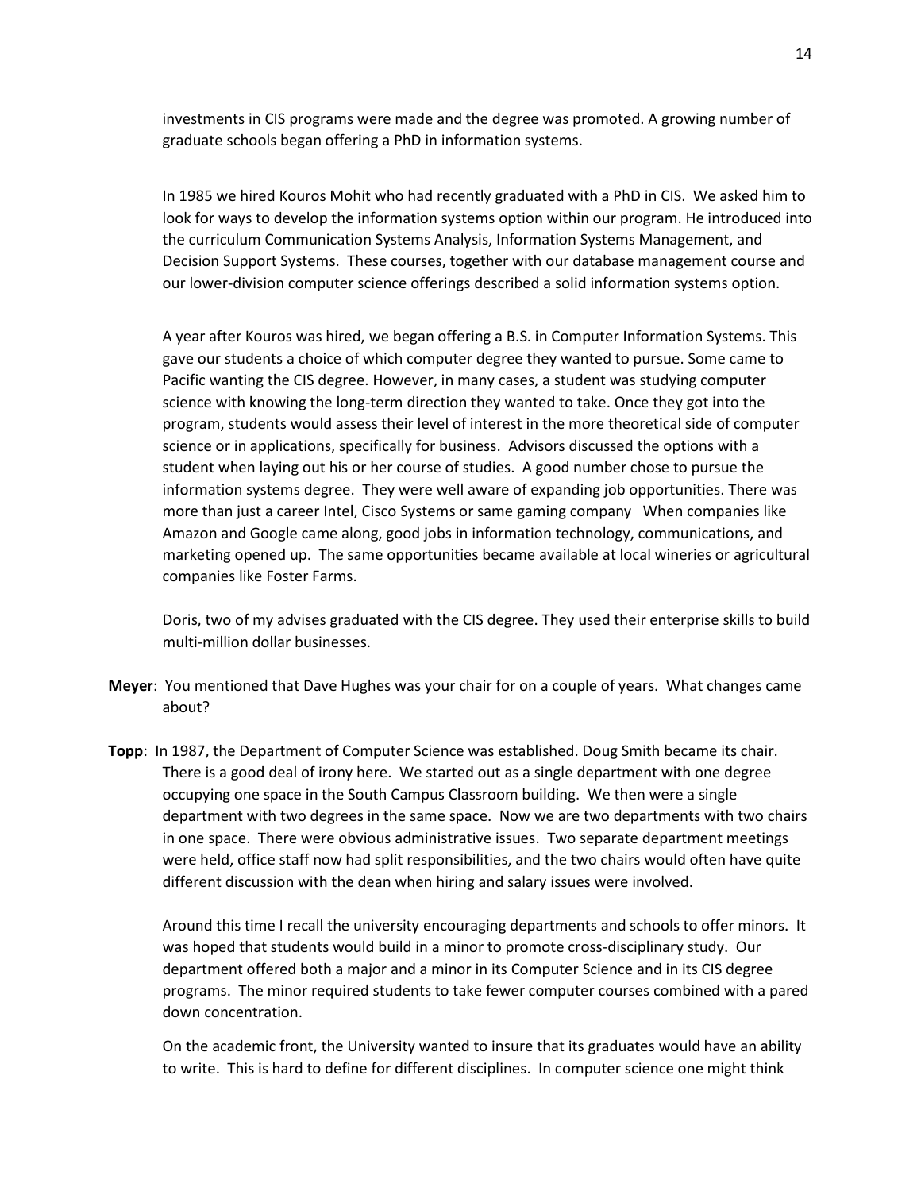investments in CIS programs were made and the degree was promoted. A growing number of graduate schools began offering a PhD in information systems.

In 1985 we hired Kouros Mohit who had recently graduated with a PhD in CIS. We asked him to look for ways to develop the information systems option within our program. He introduced into the curriculum Communication Systems Analysis, Information Systems Management, and Decision Support Systems. These courses, together with our database management course and our lower-division computer science offerings described a solid information systems option.

A year after Kouros was hired, we began offering a B.S. in Computer Information Systems. This gave our students a choice of which computer degree they wanted to pursue. Some came to Pacific wanting the CIS degree. However, in many cases, a student was studying computer science with knowing the long-term direction they wanted to take. Once they got into the program, students would assess their level of interest in the more theoretical side of computer science or in applications, specifically for business. Advisors discussed the options with a student when laying out his or her course of studies. A good number chose to pursue the information systems degree. They were well aware of expanding job opportunities. There was more than just a career Intel, Cisco Systems or same gaming company When companies like Amazon and Google came along, good jobs in information technology, communications, and marketing opened up. The same opportunities became available at local wineries or agricultural companies like Foster Farms.

Doris, two of my advises graduated with the CIS degree. They used their enterprise skills to build multi-million dollar businesses.

**Meyer**: You mentioned that Dave Hughes was your chair for on a couple of years. What changes came about?

**Topp**: In 1987, the Department of Computer Science was established. Doug Smith became its chair. There is a good deal of irony here. We started out as a single department with one degree occupying one space in the South Campus Classroom building. We then were a single department with two degrees in the same space. Now we are two departments with two chairs in one space. There were obvious administrative issues. Two separate department meetings were held, office staff now had split responsibilities, and the two chairs would often have quite different discussion with the dean when hiring and salary issues were involved.

Around this time I recall the university encouraging departments and schools to offer minors. It was hoped that students would build in a minor to promote cross-disciplinary study. Our department offered both a major and a minor in its Computer Science and in its CIS degree programs. The minor required students to take fewer computer courses combined with a pared down concentration.

On the academic front, the University wanted to insure that its graduates would have an ability to write. This is hard to define for different disciplines. In computer science one might think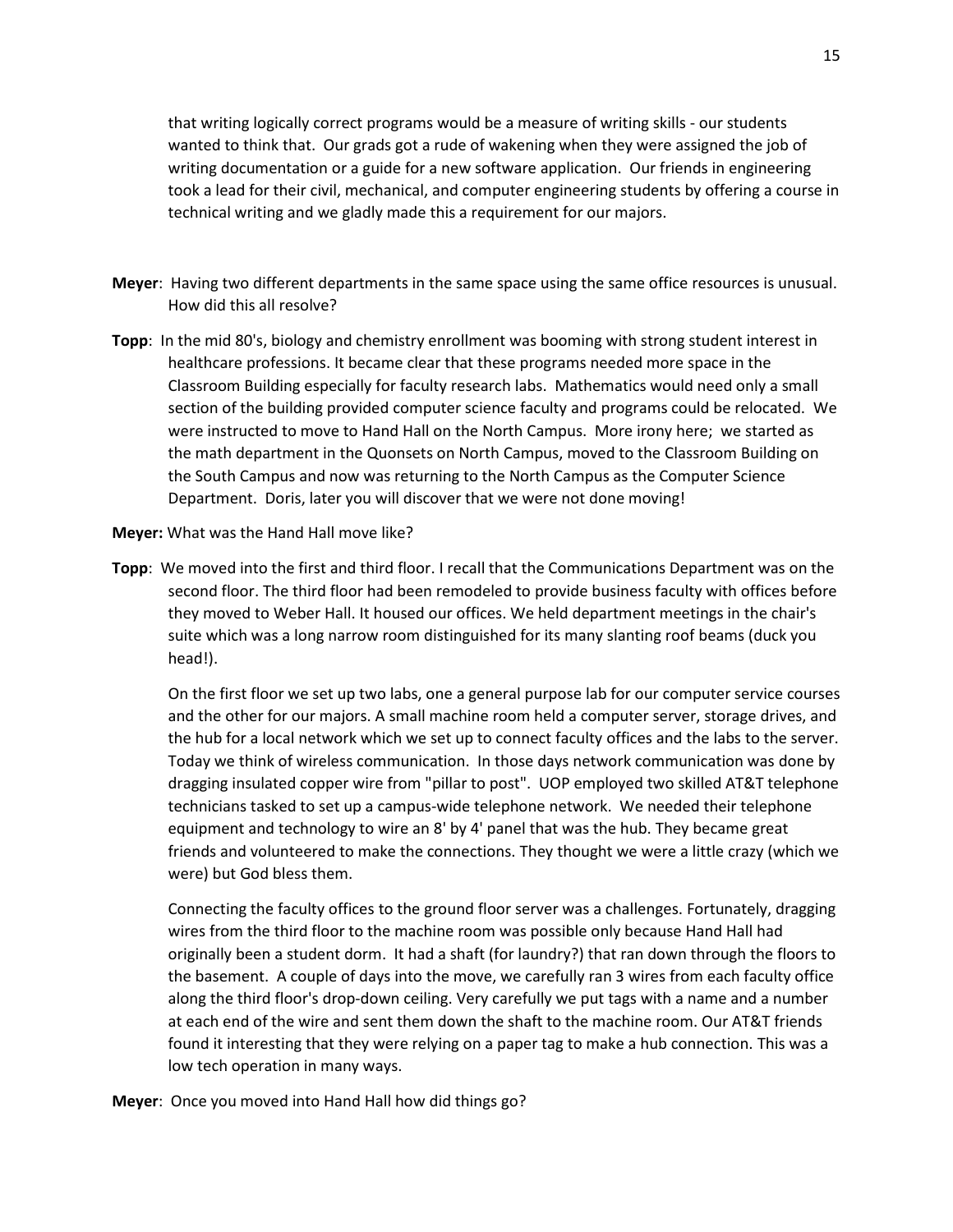that writing logically correct programs would be a measure of writing skills - our students wanted to think that. Our grads got a rude of wakening when they were assigned the job of writing documentation or a guide for a new software application. Our friends in engineering took a lead for their civil, mechanical, and computer engineering students by offering a course in technical writing and we gladly made this a requirement for our majors.

**Meyer**: Having two different departments in the same space using the same office resources is unusual. How did this all resolve?

**Topp**: In the mid 80's, biology and chemistry enrollment was booming with strong student interest in healthcare professions. It became clear that these programs needed more space in the Classroom Building especially for faculty research labs. Mathematics would need only a small section of the building provided computer science faculty and programs could be relocated. We were instructed to move to Hand Hall on the North Campus. More irony here; we started as the math department in the Quonsets on North Campus, moved to the Classroom Building on the South Campus and now was returning to the North Campus as the Computer Science Department. Doris, later you will discover that we were not done moving!

**Meyer:** What was the Hand Hall move like?

**Topp**: We moved into the first and third floor. I recall that the Communications Department was on the second floor. The third floor had been remodeled to provide business faculty with offices before they moved to Weber Hall. It housed our offices. We held department meetings in the chair's suite which was a long narrow room distinguished for its many slanting roof beams (duck you head!).

On the first floor we set up two labs, one a general purpose lab for our computer service courses and the other for our majors. A small machine room held a computer server, storage drives, and the hub for a local network which we set up to connect faculty offices and the labs to the server. Today we think of wireless communication. In those days network communication was done by dragging insulated copper wire from "pillar to post". UOP employed two skilled AT&T telephone technicians tasked to set up a campus-wide telephone network. We needed their telephone equipment and technology to wire an 8' by 4' panel that was the hub. They became great friends and volunteered to make the connections. They thought we were a little crazy (which we were) but God bless them.

Connecting the faculty offices to the ground floor server was a challenges. Fortunately, dragging wires from the third floor to the machine room was possible only because Hand Hall had originally been a student dorm. It had a shaft (for laundry?) that ran down through the floors to the basement. A couple of days into the move, we carefully ran 3 wires from each faculty office along the third floor's drop-down ceiling. Very carefully we put tags with a name and a number at each end of the wire and sent them down the shaft to the machine room. Our AT&T friends found it interesting that they were relying on a paper tag to make a hub connection. This was a low tech operation in many ways.

**Meyer**: Once you moved into Hand Hall how did things go?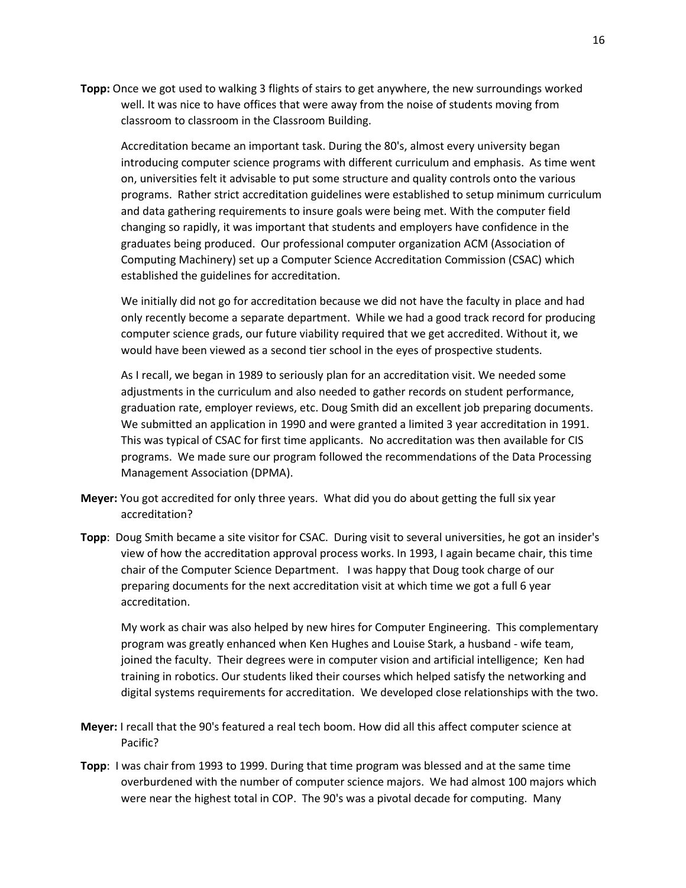**Topp:** Once we got used to walking 3 flights of stairs to get anywhere, the new surroundings worked well. It was nice to have offices that were away from the noise of students moving from classroom to classroom in the Classroom Building.

Accreditation became an important task. During the 80's, almost every university began introducing computer science programs with different curriculum and emphasis. As time went on, universities felt it advisable to put some structure and quality controls onto the various programs. Rather strict accreditation guidelines were established to setup minimum curriculum and data gathering requirements to insure goals were being met. With the computer field changing so rapidly, it was important that students and employers have confidence in the graduates being produced. Our professional computer organization ACM (Association of Computing Machinery) set up a Computer Science Accreditation Commission (CSAC) which established the guidelines for accreditation.

We initially did not go for accreditation because we did not have the faculty in place and had only recently become a separate department. While we had a good track record for producing computer science grads, our future viability required that we get accredited. Without it, we would have been viewed as a second tier school in the eyes of prospective students.

As I recall, we began in 1989 to seriously plan for an accreditation visit. We needed some adjustments in the curriculum and also needed to gather records on student performance, graduation rate, employer reviews, etc. Doug Smith did an excellent job preparing documents. We submitted an application in 1990 and were granted a limited 3 year accreditation in 1991. This was typical of CSAC for first time applicants. No accreditation was then available for CIS programs. We made sure our program followed the recommendations of the Data Processing Management Association (DPMA).

**Meyer:** You got accredited for only three years. What did you do about getting the full six year accreditation?

**Topp**: Doug Smith became a site visitor for CSAC. During visit to several universities, he got an insider's view of how the accreditation approval process works. In 1993, I again became chair, this time chair of the Computer Science Department. I was happy that Doug took charge of our preparing documents for the next accreditation visit at which time we got a full 6 year accreditation.

My work as chair was also helped by new hires for Computer Engineering. This complementary program was greatly enhanced when Ken Hughes and Louise Stark, a husband - wife team, joined the faculty. Their degrees were in computer vision and artificial intelligence; Ken had training in robotics. Our students liked their courses which helped satisfy the networking and digital systems requirements for accreditation. We developed close relationships with the two.

**Meyer:** I recall that the 90's featured a real tech boom. How did all this affect computer science at Pacific?

**Topp**: I was chair from 1993 to 1999. During that time program was blessed and at the same time overburdened with the number of computer science majors. We had almost 100 majors which were near the highest total in COP. The 90's was a pivotal decade for computing. Many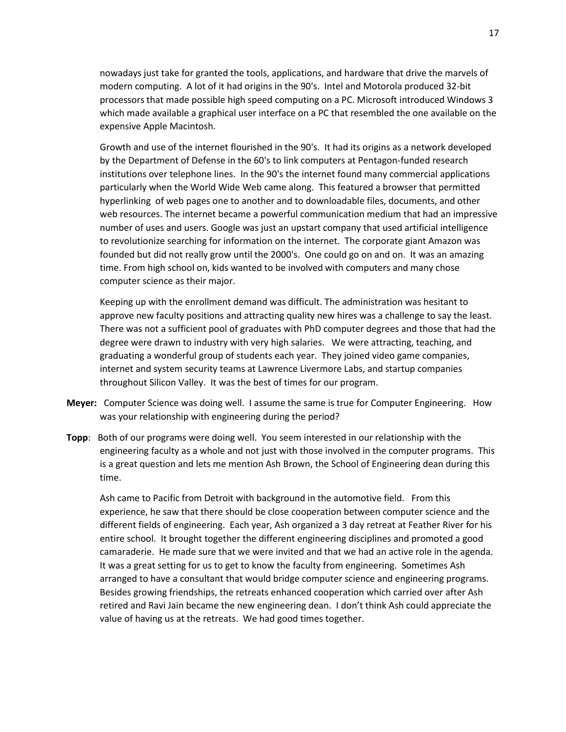nowadays just take for granted the tools, applications, and hardware that drive the marvels of modern computing. A lot of it had origins in the 90's. Intel and Motorola produced 32-bit processors that made possible high speed computing on a PC. Microsoft introduced Windows 3 which made available a graphical user interface on a PC that resembled the one available on the expensive Apple Macintosh.

Growth and use of the internet flourished in the 90's. It had its origins as a network developed by the Department of Defense in the 60's to link computers at Pentagon-funded research institutions over telephone lines. In the 90's the internet found many commercial applications particularly when the World Wide Web came along. This featured a browser that permitted hyperlinking of web pages one to another and to downloadable files, documents, and other web resources. The internet became a powerful communication medium that had an impressive number of uses and users. Google was just an upstart company that used artificial intelligence to revolutionize searching for information on the internet. The corporate giant Amazon was founded but did not really grow until the 2000's. One could go on and on. It was an amazing time. From high school on, kids wanted to be involved with computers and many chose computer science as their major.

Keeping up with the enrollment demand was difficult. The administration was hesitant to approve new faculty positions and attracting quality new hires was a challenge to say the least. There was not a sufficient pool of graduates with PhD computer degrees and those that had the degree were drawn to industry with very high salaries. We were attracting, teaching, and graduating a wonderful group of students each year. They joined video game companies, internet and system security teams at Lawrence Livermore Labs, and startup companies throughout Silicon Valley. It was the best of times for our program.

**Meyer:** Computer Science was doing well. I assume the same is true for Computer Engineering. How was your relationship with engineering during the period?

**Topp**: Both of our programs were doing well. You seem interested in our relationship with the engineering faculty as a whole and not just with those involved in the computer programs. This is a great question and lets me mention Ash Brown, the School of Engineering dean during this time.

Ash came to Pacific from Detroit with background in the automotive field. From this experience, he saw that there should be close cooperation between computer science and the different fields of engineering. Each year, Ash organized a 3 day retreat at Feather River for his entire school. It brought together the different engineering disciplines and promoted a good camaraderie. He made sure that we were invited and that we had an active role in the agenda. It was a great setting for us to get to know the faculty from engineering. Sometimes Ash arranged to have a consultant that would bridge computer science and engineering programs. Besides growing friendships, the retreats enhanced cooperation which carried over after Ash retired and Ravi Jain became the new engineering dean. I don't think Ash could appreciate the value of having us at the retreats. We had good times together.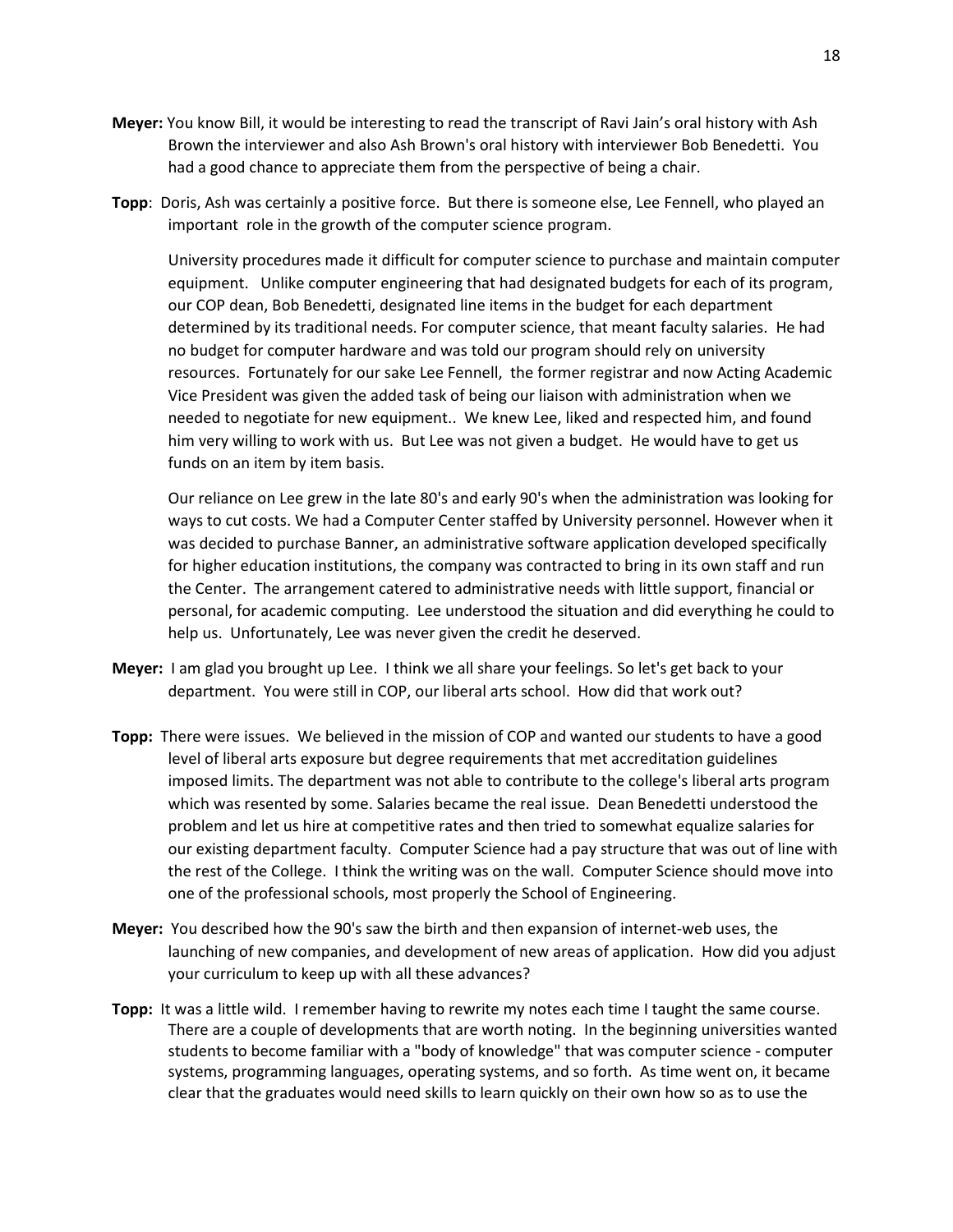**Meyer:** You know Bill, it would be interesting to read the transcript of Ravi Jain's oral history with Ash Brown the interviewer and also Ash Brown's oral history with interviewer Bob Benedetti. You had a good chance to appreciate them from the perspective of being a chair.

**Topp**: Doris, Ash was certainly a positive force. But there is someone else, Lee Fennell, who played an important role in the growth of the computer science program.

University procedures made it difficult for computer science to purchase and maintain computer equipment. Unlike computer engineering that had designated budgets for each of its program, our COP dean, Bob Benedetti, designated line items in the budget for each department determined by its traditional needs. For computer science, that meant faculty salaries. He had no budget for computer hardware and was told our program should rely on university resources. Fortunately for our sake Lee Fennell, the former registrar and now Acting Academic Vice President was given the added task of being our liaison with administration when we needed to negotiate for new equipment.. We knew Lee, liked and respected him, and found him very willing to work with us. But Lee was not given a budget. He would have to get us funds on an item by item basis.

Our reliance on Lee grew in the late 80's and early 90's when the administration was looking for ways to cut costs. We had a Computer Center staffed by University personnel. However when it was decided to purchase Banner, an administrative software application developed specifically for higher education institutions, the company was contracted to bring in its own staff and run the Center. The arrangement catered to administrative needs with little support, financial or personal, for academic computing. Lee understood the situation and did everything he could to help us. Unfortunately, Lee was never given the credit he deserved.

**Meyer:** I am glad you brought up Lee. I think we all share your feelings. So let's get back to your department. You were still in COP, our liberal arts school. How did that work out?

**Topp:** There were issues. We believed in the mission of COP and wanted our students to have a good level of liberal arts exposure but degree requirements that met accreditation guidelines imposed limits. The department was not able to contribute to the college's liberal arts program which was resented by some. Salaries became the real issue. Dean Benedetti understood the problem and let us hire at competitive rates and then tried to somewhat equalize salaries for our existing department faculty. Computer Science had a pay structure that was out of line with the rest of the College. I think the writing was on the wall. Computer Science should move into one of the professional schools, most properly the School of Engineering.

**Meyer:** You described how the 90's saw the birth and then expansion of internet-web uses, the launching of new companies, and development of new areas of application. How did you adjust your curriculum to keep up with all these advances?

**Topp:** It was a little wild. I remember having to rewrite my notes each time I taught the same course. There are a couple of developments that are worth noting. In the beginning universities wanted students to become familiar with a "body of knowledge" that was computer science - computer systems, programming languages, operating systems, and so forth. As time went on, it became clear that the graduates would need skills to learn quickly on their own how so as to use the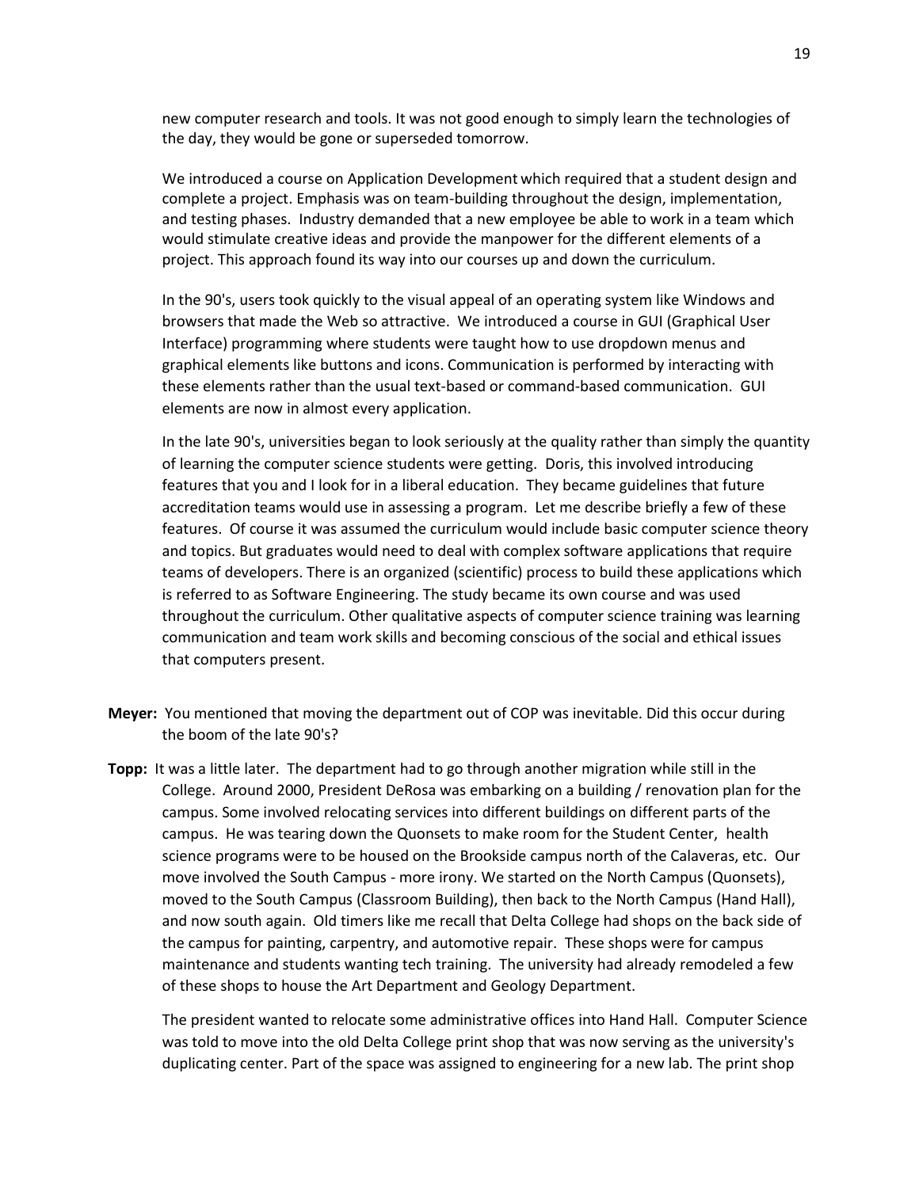new computer research and tools. It was not good enough to simply learn the technologies of the day, they would be gone or superseded tomorrow.

We introduced a course on Application Development which required that a student design and complete a project. Emphasis was on team-building throughout the design, implementation, and testing phases. Industry demanded that a new employee be able to work in a team which would stimulate creative ideas and provide the manpower for the different elements of a project. This approach found its way into our courses up and down the curriculum.

In the 90's, users took quickly to the visual appeal of an operating system like Windows and browsers that made the Web so attractive. We introduced a course in GUI (Graphical User Interface) programming where students were taught how to use dropdown menus and graphical elements like buttons and icons. Communication is performed by interacting with these elements rather than the usual text-based or command-based communication. GUI elements are now in almost every application.

In the late 90's, universities began to look seriously at the quality rather than simply the quantity of learning the computer science students were getting. Doris, this involved introducing features that you and I look for in a liberal education. They became guidelines that future accreditation teams would use in assessing a program. Let me describe briefly a few of these features. Of course it was assumed the curriculum would include basic computer science theory and topics. But graduates would need to deal with complex software applications that require teams of developers. There is an organized (scientific) process to build these applications which is referred to as Software Engineering. The study became its own course and was used throughout the curriculum. Other qualitative aspects of computer science training was learning communication and team work skills and becoming conscious of the social and ethical issues that computers present.

**Meyer:** You mentioned that moving the department out of COP was inevitable. Did this occur during the boom of the late 90's?

**Topp:** It was a little later. The department had to go through another migration while still in the College. Around 2000, President DeRosa was embarking on a building / renovation plan for the campus. Some involved relocating services into different buildings on different parts of the campus. He was tearing down the Quonsets to make room for the Student Center, health science programs were to be housed on the Brookside campus north of the Calaveras, etc. Our move involved the South Campus - more irony. We started on the North Campus (Quonsets), moved to the South Campus (Classroom Building), then back to the North Campus (Hand Hall), and now south again. Old timers like me recall that Delta College had shops on the back side of the campus for painting, carpentry, and automotive repair. These shops were for campus maintenance and students wanting tech training. The university had already remodeled a few of these shops to house the Art Department and Geology Department.

The president wanted to relocate some administrative offices into Hand Hall. Computer Science was told to move into the old Delta College print shop that was now serving as the university's duplicating center. Part of the space was assigned to engineering for a new lab. The print shop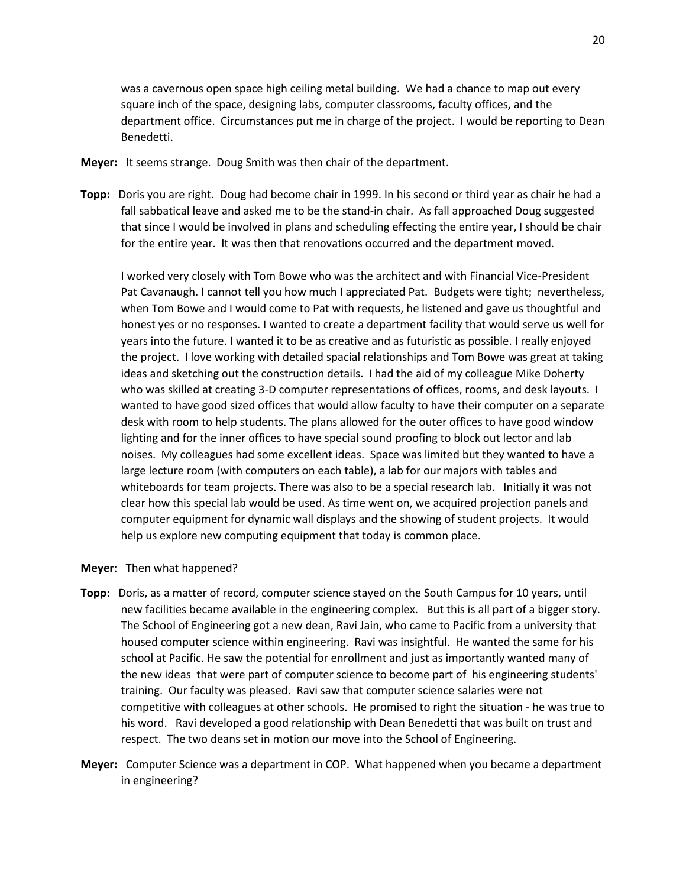was a cavernous open space high ceiling metal building. We had a chance to map out every square inch of the space, designing labs, computer classrooms, faculty offices, and the department office. Circumstances put me in charge of the project. I would be reporting to Dean Benedetti.

**Meyer:** It seems strange. Doug Smith was then chair of the department.

**Topp:** Doris you are right. Doug had become chair in 1999. In his second or third year as chair he had a fall sabbatical leave and asked me to be the stand-in chair. As fall approached Doug suggested that since I would be involved in plans and scheduling effecting the entire year, I should be chair for the entire year. It was then that renovations occurred and the department moved.

I worked very closely with Tom Bowe who was the architect and with Financial Vice-President Pat Cavanaugh. I cannot tell you how much I appreciated Pat. Budgets were tight; nevertheless, when Tom Bowe and I would come to Pat with requests, he listened and gave us thoughtful and honest yes or no responses. I wanted to create a department facility that would serve us well for years into the future. I wanted it to be as creative and as futuristic as possible. I really enjoyed the project. I love working with detailed spacial relationships and Tom Bowe was great at taking ideas and sketching out the construction details. I had the aid of my colleague Mike Doherty who was skilled at creating 3-D computer representations of offices, rooms, and desk layouts. I wanted to have good sized offices that would allow faculty to have their computer on a separate desk with room to help students. The plans allowed for the outer offices to have good window lighting and for the inner offices to have special sound proofing to block out lector and lab noises. My colleagues had some excellent ideas. Space was limited but they wanted to have a large lecture room (with computers on each table), a lab for our majors with tables and whiteboards for team projects. There was also to be a special research lab. Initially it was not clear how this special lab would be used. As time went on, we acquired projection panels and computer equipment for dynamic wall displays and the showing of student projects. It would help us explore new computing equipment that today is common place.

**Meyer**: Then what happened?

**Topp:** Doris, as a matter of record, computer science stayed on the South Campus for 10 years, until new facilities became available in the engineering complex. But this is all part of a bigger story. The School of Engineering got a new dean, Ravi Jain, who came to Pacific from a university that housed computer science within engineering. Ravi was insightful. He wanted the same for his school at Pacific. He saw the potential for enrollment and just as importantly wanted many of the new ideas that were part of computer science to become part of his engineering students' training. Our faculty was pleased. Ravi saw that computer science salaries were not competitive with colleagues at other schools. He promised to right the situation - he was true to his word. Ravi developed a good relationship with Dean Benedetti that was built on trust and respect. The two deans set in motion our move into the School of Engineering.

**Meyer:** Computer Science was a department in COP. What happened when you became a department in engineering?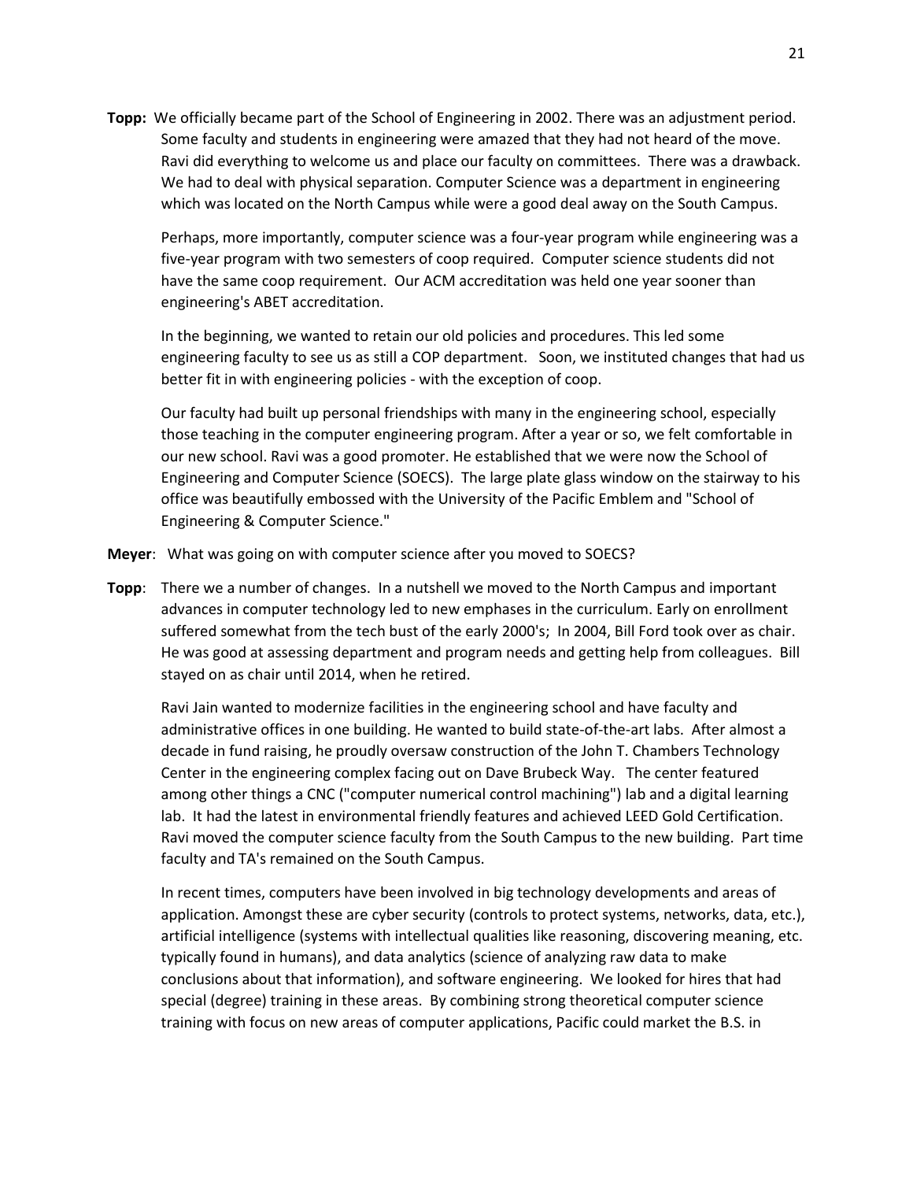**Topp:** We officially became part of the School of Engineering in 2002. There was an adjustment period. Some faculty and students in engineering were amazed that they had not heard of the move. Ravi did everything to welcome us and place our faculty on committees. There was a drawback. We had to deal with physical separation. Computer Science was a department in engineering which was located on the North Campus while were a good deal away on the South Campus.

Perhaps, more importantly, computer science was a four-year program while engineering was a five-year program with two semesters of coop required. Computer science students did not have the same coop requirement. Our ACM accreditation was held one year sooner than engineering's ABET accreditation.

In the beginning, we wanted to retain our old policies and procedures. This led some engineering faculty to see us as still a COP department. Soon, we instituted changes that had us better fit in with engineering policies - with the exception of coop.

Our faculty had built up personal friendships with many in the engineering school, especially those teaching in the computer engineering program. After a year or so, we felt comfortable in our new school. Ravi was a good promoter. He established that we were now the School of Engineering and Computer Science (SOECS). The large plate glass window on the stairway to his office was beautifully embossed with the University of the Pacific Emblem and "School of Engineering & Computer Science."

**Meyer**: What was going on with computer science after you moved to SOECS?

**Topp**: There we a number of changes. In a nutshell we moved to the North Campus and important advances in computer technology led to new emphases in the curriculum. Early on enrollment suffered somewhat from the tech bust of the early 2000's; In 2004, Bill Ford took over as chair. He was good at assessing department and program needs and getting help from colleagues. Bill stayed on as chair until 2014, when he retired.

Ravi Jain wanted to modernize facilities in the engineering school and have faculty and administrative offices in one building. He wanted to build state-of-the-art labs. After almost a decade in fund raising, he proudly oversaw construction of the John T. Chambers Technology Center in the engineering complex facing out on Dave Brubeck Way. The center featured among other things a CNC ("computer numerical control machining") lab and a digital learning lab. It had the latest in environmental friendly features and achieved LEED Gold Certification. Ravi moved the computer science faculty from the South Campus to the new building. Part time faculty and TA's remained on the South Campus.

In recent times, computers have been involved in big technology developments and areas of application. Amongst these are cyber security (controls to protect systems, networks, data, etc.), artificial intelligence (systems with intellectual qualities like reasoning, discovering meaning, etc. typically found in humans), and data analytics (science of analyzing raw data to make conclusions about that information), and software engineering. We looked for hires that had special (degree) training in these areas. By combining strong theoretical computer science training with focus on new areas of computer applications, Pacific could market the B.S. in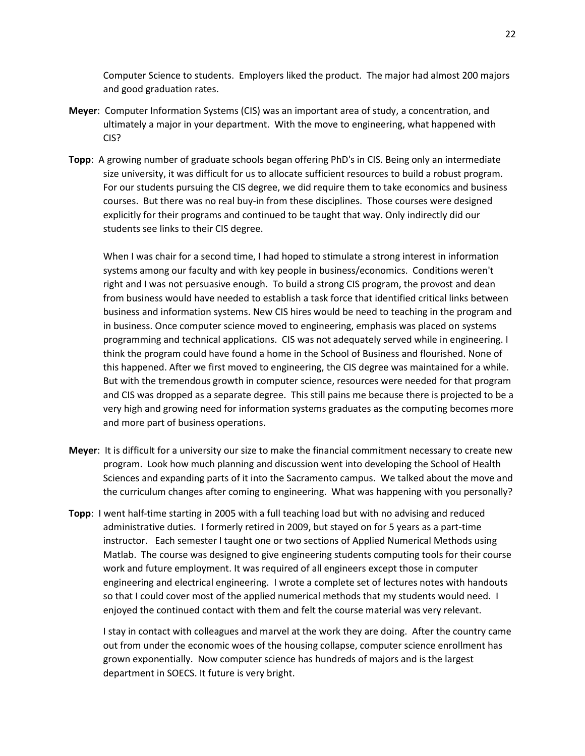Computer Science to students. Employers liked the product. The major had almost 200 majors and good graduation rates.

**Meyer**: Computer Information Systems (CIS) was an important area of study, a concentration, and ultimately a major in your department. With the move to engineering, what happened with CIS?

**Topp**: A growing number of graduate schools began offering PhD's in CIS. Being only an intermediate size university, it was difficult for us to allocate sufficient resources to build a robust program. For our students pursuing the CIS degree, we did require them to take economics and business courses. But there was no real buy-in from these disciplines. Those courses were designed explicitly for their programs and continued to be taught that way. Only indirectly did our students see links to their CIS degree.

When I was chair for a second time, I had hoped to stimulate a strong interest in information systems among our faculty and with key people in business/economics. Conditions weren't right and I was not persuasive enough. To build a strong CIS program, the provost and dean from business would have needed to establish a task force that identified critical links between business and information systems. New CIS hires would be need to teaching in the program and in business. Once computer science moved to engineering, emphasis was placed on systems programming and technical applications. CIS was not adequately served while in engineering. I think the program could have found a home in the School of Business and flourished. None of this happened. After we first moved to engineering, the CIS degree was maintained for a while. But with the tremendous growth in computer science, resources were needed for that program and CIS was dropped as a separate degree. This still pains me because there is projected to be a very high and growing need for information systems graduates as the computing becomes more and more part of business operations.

**Meyer**: It is difficult for a university our size to make the financial commitment necessary to create new program. Look how much planning and discussion went into developing the School of Health Sciences and expanding parts of it into the Sacramento campus. We talked about the move and the curriculum changes after coming to engineering. What was happening with you personally?

**Topp**: I went half-time starting in 2005 with a full teaching load but with no advising and reduced administrative duties. I formerly retired in 2009, but stayed on for 5 years as a part-time instructor. Each semester I taught one or two sections of Applied Numerical Methods using Matlab. The course was designed to give engineering students computing tools for their course work and future employment. It was required of all engineers except those in computer engineering and electrical engineering. I wrote a complete set of lectures notes with handouts so that I could cover most of the applied numerical methods that my students would need. I enjoyed the continued contact with them and felt the course material was very relevant.

I stay in contact with colleagues and marvel at the work they are doing. After the country came out from under the economic woes of the housing collapse, computer science enrollment has grown exponentially. Now computer science has hundreds of majors and is the largest department in SOECS. It future is very bright.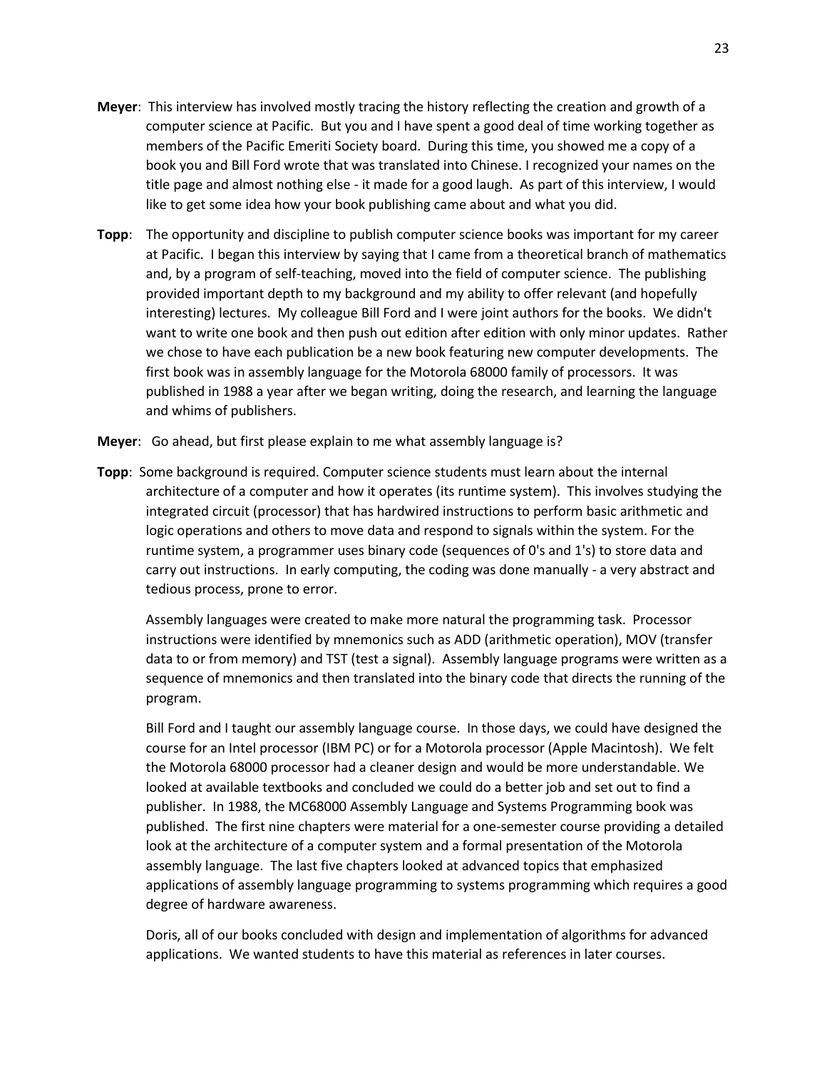**Meyer**: This interview has involved mostly tracing the history reflecting the creation and growth of a computer science at Pacific. But you and I have spent a good deal of time working together as members of the Pacific Emeriti Society board. During this time, you showed me a copy of a book you and Bill Ford wrote that was translated into Chinese. I recognized your names on the title page and almost nothing else - it made for a good laugh. As part of this interview, I would like to get some idea how your book publishing came about and what you did.

**Topp**: The opportunity and discipline to publish computer science books was important for my career at Pacific. I began this interview by saying that I came from a theoretical branch of mathematics and, by a program of self-teaching, moved into the field of computer science. The publishing provided important depth to my background and my ability to offer relevant (and hopefully interesting) lectures. My colleague Bill Ford and I were joint authors for the books. We didn't want to write one book and then push out edition after edition with only minor updates. Rather we chose to have each publication be a new book featuring new computer developments. The first book was in assembly language for the Motorola 68000 family of processors. It was published in 1988 a year after we began writing, doing the research, and learning the language and whims of publishers.

**Meyer**: Go ahead, but first please explain to me what assembly language is?

**Topp**: Some background is required. Computer science students must learn about the internal architecture of a computer and how it operates (its runtime system). This involves studying the integrated circuit (processor) that has hardwired instructions to perform basic arithmetic and logic operations and others to move data and respond to signals within the system. For the runtime system, a programmer uses binary code (sequences of 0's and 1's) to store data and carry out instructions. In early computing, the coding was done manually - a very abstract and tedious process, prone to error.

Assembly languages were created to make more natural the programming task. Processor instructions were identified by mnemonics such as ADD (arithmetic operation), MOV (transfer data to or from memory) and TST (test a signal). Assembly language programs were written as a sequence of mnemonics and then translated into the binary code that directs the running of the program.

Bill Ford and I taught our assembly language course. In those days, we could have designed the course for an Intel processor (IBM PC) or for a Motorola processor (Apple Macintosh). We felt the Motorola 68000 processor had a cleaner design and would be more understandable. We looked at available textbooks and concluded we could do a better job and set out to find a publisher. In 1988, the MC68000 Assembly Language and Systems Programming book was published. The first nine chapters were material for a one-semester course providing a detailed look at the architecture of a computer system and a formal presentation of the Motorola assembly language. The last five chapters looked at advanced topics that emphasized applications of assembly language programming to systems programming which requires a good degree of hardware awareness.

Doris, all of our books concluded with design and implementation of algorithms for advanced applications. We wanted students to have this material as references in later courses.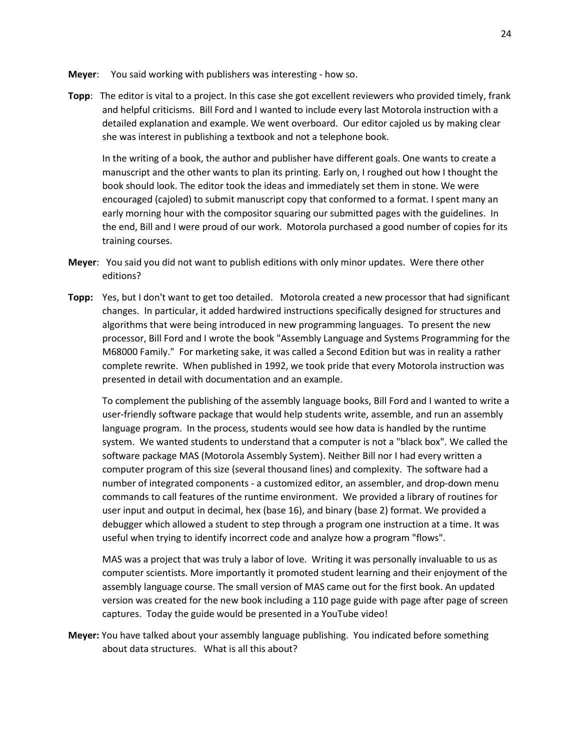**Meyer**: You said working with publishers was interesting - how so.

**Topp**: The editor is vital to a project. In this case she got excellent reviewers who provided timely, frank and helpful criticisms. Bill Ford and I wanted to include every last Motorola instruction with a detailed explanation and example. We went overboard. Our editor cajoled us by making clear she was interest in publishing a textbook and not a telephone book.

In the writing of a book, the author and publisher have different goals. One wants to create a manuscript and the other wants to plan its printing. Early on, I roughed out how I thought the book should look. The editor took the ideas and immediately set them in stone. We were encouraged (cajoled) to submit manuscript copy that conformed to a format. I spent many an early morning hour with the compositor squaring our submitted pages with the guidelines. In the end, Bill and I were proud of our work. Motorola purchased a good number of copies for its training courses.

**Meyer**: You said you did not want to publish editions with only minor updates. Were there other editions?

**Topp:** Yes, but I don't want to get too detailed. Motorola created a new processor that had significant changes. In particular, it added hardwired instructions specifically designed for structures and algorithms that were being introduced in new programming languages. To present the new processor, Bill Ford and I wrote the book "Assembly Language and Systems Programming for the M68000 Family." For marketing sake, it was called a Second Edition but was in reality a rather complete rewrite. When published in 1992, we took pride that every Motorola instruction was presented in detail with documentation and an example.

To complement the publishing of the assembly language books, Bill Ford and I wanted to write a user-friendly software package that would help students write, assemble, and run an assembly language program. In the process, students would see how data is handled by the runtime system. We wanted students to understand that a computer is not a "black box". We called the software package MAS (Motorola Assembly System). Neither Bill nor I had every written a computer program of this size (several thousand lines) and complexity. The software had a number of integrated components - a customized editor, an assembler, and drop-down menu commands to call features of the runtime environment. We provided a library of routines for user input and output in decimal, hex (base 16), and binary (base 2) format. We provided a debugger which allowed a student to step through a program one instruction at a time. It was useful when trying to identify incorrect code and analyze how a program "flows".

MAS was a project that was truly a labor of love. Writing it was personally invaluable to us as computer scientists. More importantly it promoted student learning and their enjoyment of the assembly language course. The small version of MAS came out for the first book. An updated version was created for the new book including a 110 page guide with page after page of screen captures. Today the guide would be presented in a YouTube video!

**Meyer:** You have talked about your assembly language publishing. You indicated before something about data structures. What is all this about?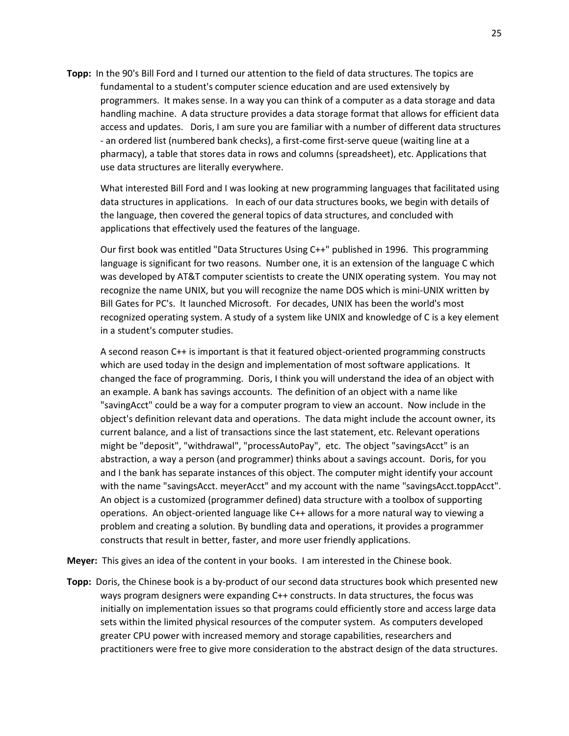**Topp:** In the 90's Bill Ford and I turned our attention to the field of data structures. The topics are fundamental to a student's computer science education and are used extensively by programmers. It makes sense. In a way you can think of a computer as a data storage and data handling machine. A data structure provides a data storage format that allows for efficient data access and updates. Doris, I am sure you are familiar with a number of different data structures - an ordered list (numbered bank checks), a first-come first-serve queue (waiting line at a pharmacy), a table that stores data in rows and columns (spreadsheet), etc. Applications that use data structures are literally everywhere.

What interested Bill Ford and I was looking at new programming languages that facilitated using data structures in applications. In each of our data structures books, we begin with details of the language, then covered the general topics of data structures, and concluded with applications that effectively used the features of the language.

Our first book was entitled "Data Structures Using C++" published in 1996. This programming language is significant for two reasons. Number one, it is an extension of the language C which was developed by AT&T computer scientists to create the UNIX operating system. You may not recognize the name UNIX, but you will recognize the name DOS which is mini-UNIX written by Bill Gates for PC's. It launched Microsoft. For decades, UNIX has been the world's most recognized operating system. A study of a system like UNIX and knowledge of C is a key element in a student's computer studies.

A second reason C++ is important is that it featured object-oriented programming constructs which are used today in the design and implementation of most software applications. It changed the face of programming. Doris, I think you will understand the idea of an object with an example. A bank has savings accounts. The definition of an object with a name like "savingAcct" could be a way for a computer program to view an account. Now include in the object's definition relevant data and operations. The data might include the account owner, its current balance, and a list of transactions since the last statement, etc. Relevant operations might be "deposit", "withdrawal", "processAutoPay", etc. The object "savingsAcct" is an abstraction, a way a person (and programmer) thinks about a savings account. Doris, for you and I the bank has separate instances of this object. The computer might identify your account with the name "savingsAcct. meyerAcct" and my account with the name "savingsAcct.toppAcct". An object is a customized (programmer defined) data structure with a toolbox of supporting operations. An object-oriented language like C++ allows for a more natural way to viewing a problem and creating a solution. By bundling data and operations, it provides a programmer constructs that result in better, faster, and more user friendly applications.

**Meyer:** This gives an idea of the content in your books. I am interested in the Chinese book.

**Topp:** Doris, the Chinese book is a by-product of our second data structures book which presented new ways program designers were expanding C++ constructs. In data structures, the focus was initially on implementation issues so that programs could efficiently store and access large data sets within the limited physical resources of the computer system. As computers developed greater CPU power with increased memory and storage capabilities, researchers and practitioners were free to give more consideration to the abstract design of the data structures.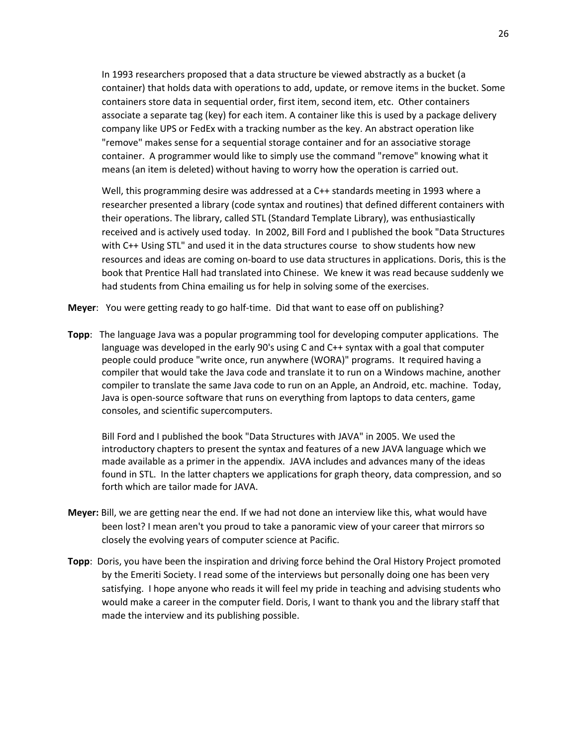In 1993 researchers proposed that a data structure be viewed abstractly as a bucket (a container) that holds data with operations to add, update, or remove items in the bucket. Some containers store data in sequential order, first item, second item, etc. Other containers associate a separate tag (key) for each item. A container like this is used by a package delivery company like UPS or FedEx with a tracking number as the key. An abstract operation like "remove" makes sense for a sequential storage container and for an associative storage container. A programmer would like to simply use the command "remove" knowing what it means (an item is deleted) without having to worry how the operation is carried out.

Well, this programming desire was addressed at a C++ standards meeting in 1993 where a researcher presented a library (code syntax and routines) that defined different containers with their operations. The library, called STL (Standard Template Library), was enthusiastically received and is actively used today. In 2002, Bill Ford and I published the book "Data Structures with C++ Using STL" and used it in the data structures course to show students how new resources and ideas are coming on-board to use data structures in applications. Doris, this is the book that Prentice Hall had translated into Chinese. We knew it was read because suddenly we had students from China emailing us for help in solving some of the exercises.

**Meyer**: You were getting ready to go half-time. Did that want to ease off on publishing?

**Topp**: The language Java was a popular programming tool for developing computer applications. The language was developed in the early 90's using C and C++ syntax with a goal that computer people could produce "write once, run anywhere (WORA)" programs. It required having a compiler that would take the Java code and translate it to run on a Windows machine, another compiler to translate the same Java code to run on an Apple, an Android, etc. machine. Today, Java is open-source software that runs on everything from laptops to data centers, game consoles, and scientific supercomputers.

Bill Ford and I published the book "Data Structures with JAVA" in 2005. We used the introductory chapters to present the syntax and features of a new JAVA language which we made available as a primer in the appendix. JAVA includes and advances many of the ideas found in STL. In the latter chapters we applications for graph theory, data compression, and so forth which are tailor made for JAVA.

**Meyer:** Bill, we are getting near the end. If we had not done an interview like this, what would have been lost? I mean aren't you proud to take a panoramic view of your career that mirrors so closely the evolving years of computer science at Pacific.

**Topp**: Doris, you have been the inspiration and driving force behind the Oral History Project promoted by the Emeriti Society. I read some of the interviews but personally doing one has been very satisfying. I hope anyone who reads it will feel my pride in teaching and advising students who would make a career in the computer field. Doris, I want to thank you and the library staff that made the interview and its publishing possible.